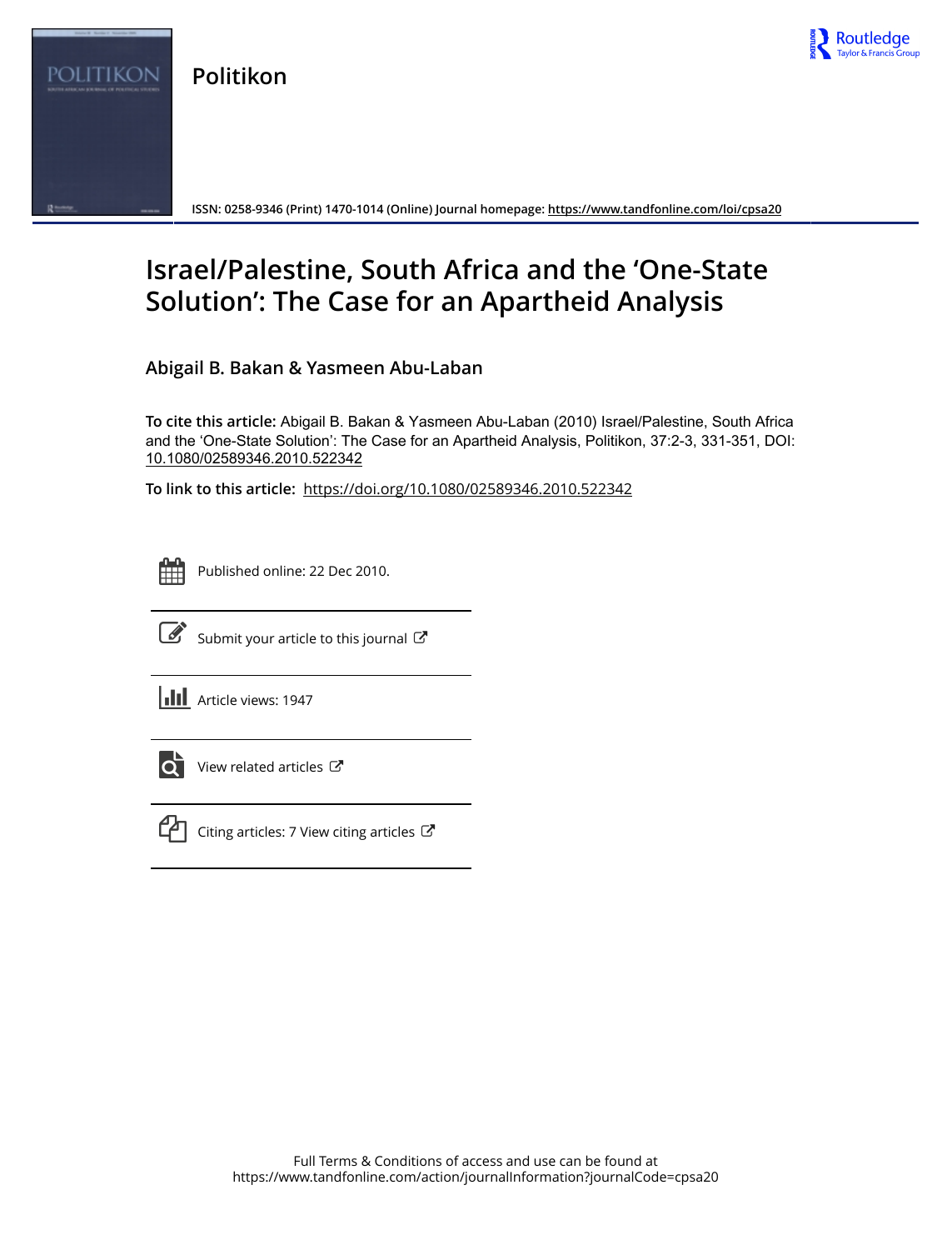# Politikon

ISSN: 0258-9346 (Print) 1470-1014 (Online) Journal homepage: https://www.tandfonline.com/loi/cpsa20

# Israel/Palestine, South Africa and the 'One-State Solution': The Case for an Apartheid Analysis

**Abigail B. Bakan & Yasmeen Abu-Laban**

**To cite this article:** Abigail B. Bakan & Yasmeen Abu-Laban (2010) Israel/Palestine, South Africa and the 'One-State Solution': The Case for an Apartheid Analysis, Politikon, 37:2-3, 331-351, DOI: 10.1080/02589346.2010.522342

**To link to this article:** https://doi.org/10.1080/02589346.2010.522342

Published online: 22 Dec 2010.

Submit your article to this journal

Article views: 1947

View related articles

Citing articles: 7 View citing articles

Full Terms & Conditions of access and use can be found at https://www.tandfonline.com/action/journalInformation?journalCode=cpsa20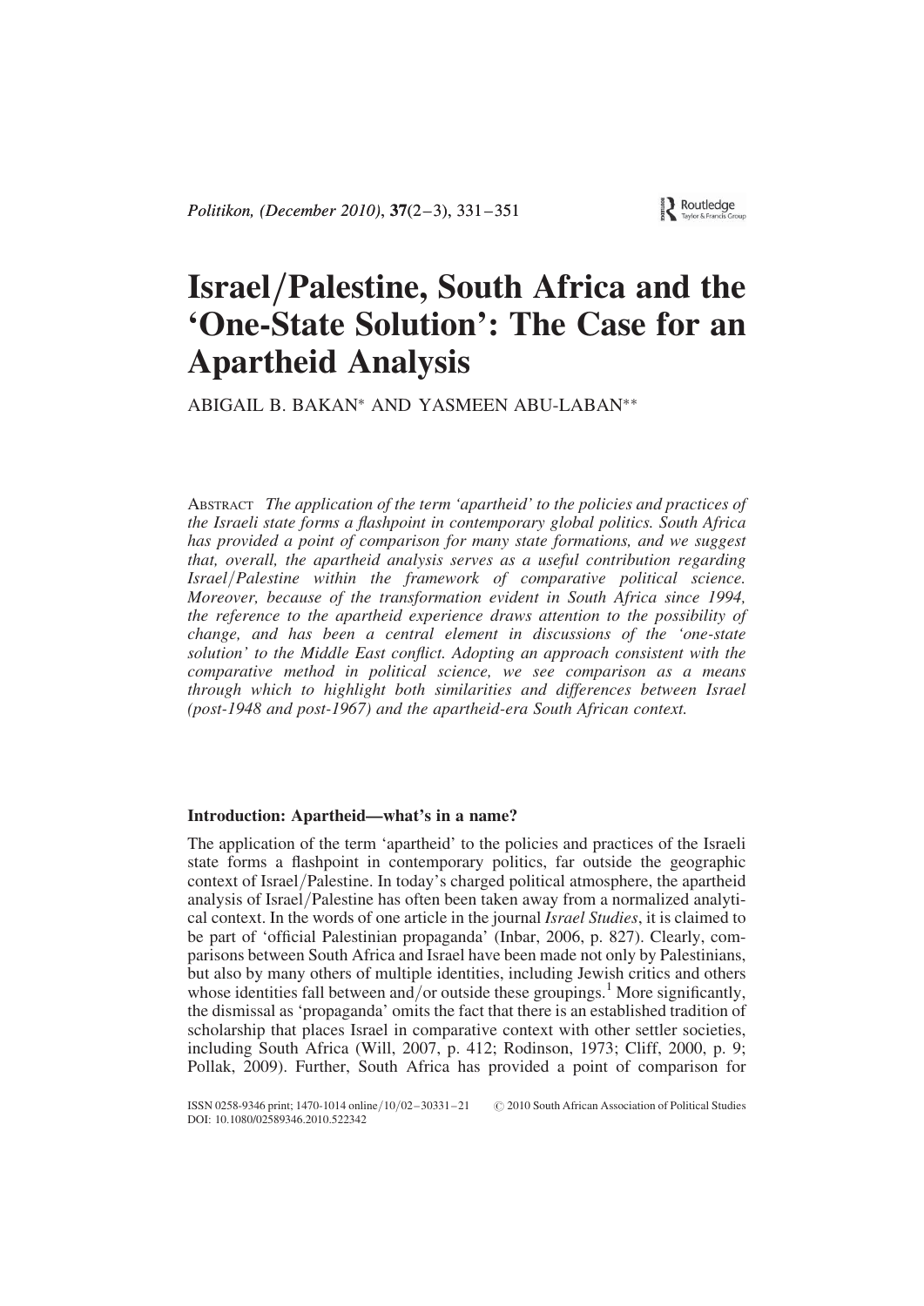# Israel/Palestine, South Africa and the 'One-State Solution': The Case for an Apartheid Analysis

ABIGAIL B. BAKAN* AND YASMEEN ABU-LABAN**

ABSTRACT *The application of the term 'apartheid' to the policies and practices of the Israeli state forms a flashpoint in contemporary global politics. South Africa has provided a point of comparison for many state formations, and we suggest that, overall, the apartheid analysis serves as a useful contribution regarding Israel/Palestine within the framework of comparative political science. Moreover, because of the transformation evident in South Africa since 1994, the reference to the apartheid experience draws attention to the possibility of change, and has been a central element in discussions of the 'one-state solution' to the Middle East conflict. Adopting an approach consistent with the comparative method in political science, we see comparison as a means through which to highlight both similarities and differences between Israel (post-1948 and post-1967) and the apartheid-era South African context.*

### Introduction: Apartheid—what's in a name?

The application of the term 'apartheid' to the policies and practices of the Israeli state forms a flashpoint in contemporary politics, far outside the geographic context of Israel/Palestine. In today's charged political atmosphere, the apartheid analysis of Israel/Palestine has often been taken away from a normalized analytical context. In the words of one article in the journal *Israel Studies*, it is claimed to be part of 'official Palestinian propaganda' (Inbar, 2006, p. 827). Clearly, comparisons between South Africa and Israel have been made not only by Palestinians, but also by many others of multiple identities, including Jewish critics and others whose identities fall between and/or outside these groupings.[1] More significantly, the dismissal as 'propaganda' omits the fact that there is an established tradition of scholarship that places Israel in comparative context with other settler societies, including South Africa (Will, 2007, p. 412; Rodinson, 1973; Cliff, 2000, p. 9; Pollak, 2009). Further, South Africa has provided a point of comparison for

ISSN 0258-9346 print; 1470-1014 online/10/02–30331–21 © 2010 South African Association of Political Studies
DOI: 10.1080/02589346.2010.522342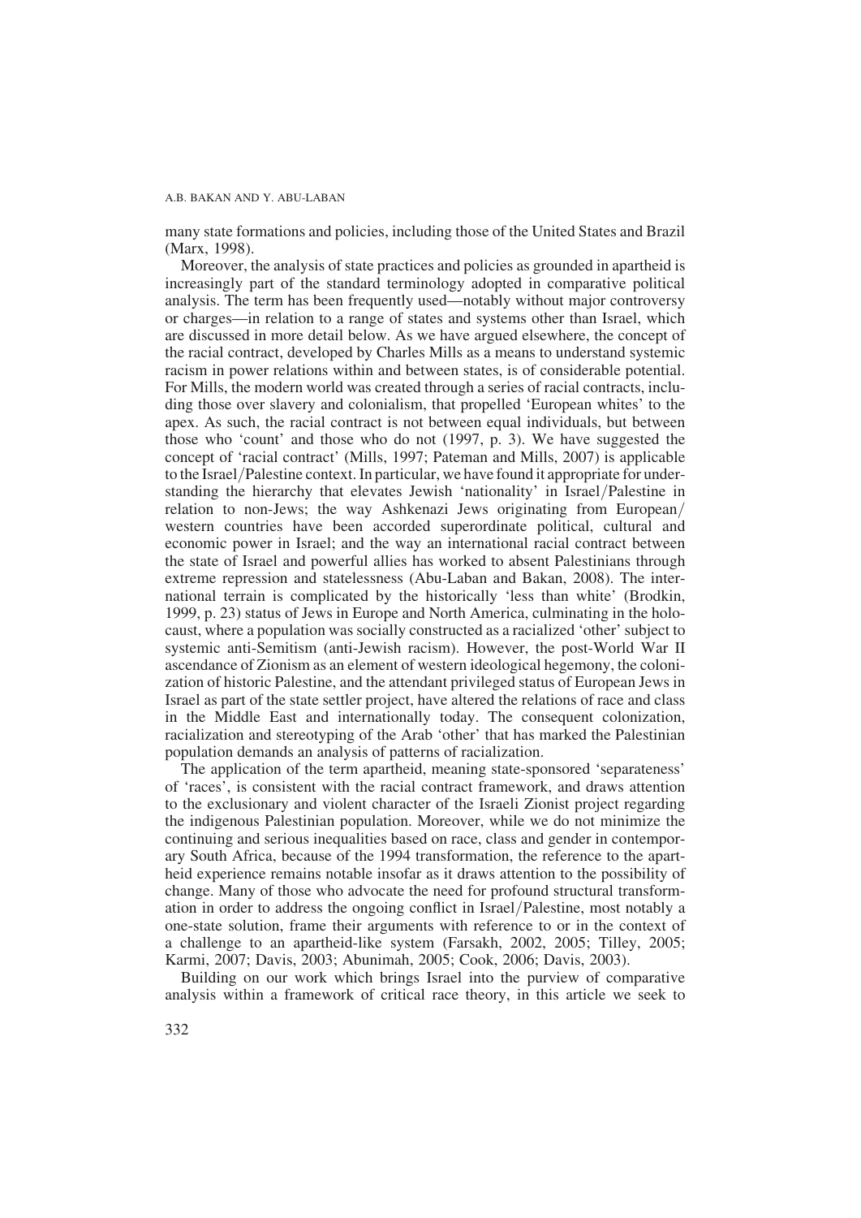many state formations and policies, including those of the United States and Brazil (Marx, 1998).

Moreover, the analysis of state practices and policies as grounded in apartheid is increasingly part of the standard terminology adopted in comparative political analysis. The term has been frequently used—notably without major controversy or charges—in relation to a range of states and systems other than Israel, which are discussed in more detail below. As we have argued elsewhere, the concept of the racial contract, developed by Charles Mills as a means to understand systemic racism in power relations within and between states, is of considerable potential. For Mills, the modern world was created through a series of racial contracts, including those over slavery and colonialism, that propelled 'European whites' to the apex. As such, the racial contract is not between equal individuals, but between those who 'count' and those who do not (1997, p. 3). We have suggested the concept of 'racial contract' (Mills, 1997; Pateman and Mills, 2007) is applicable to the Israel/Palestine context. In particular, we have found it appropriate for understanding the hierarchy that elevates Jewish 'nationality' in Israel/Palestine in relation to non-Jews; the way Ashkenazi Jews originating from European/western countries have been accorded superordinate political, cultural and economic power in Israel; and the way an international racial contract between the state of Israel and powerful allies has worked to absent Palestinians through extreme repression and statelessness (Abu-Laban and Bakan, 2008). The international terrain is complicated by the historically 'less than white' (Brodkin, 1999, p. 23) status of Jews in Europe and North America, culminating in the holocaust, where a population was socially constructed as a racialized 'other' subject to systemic anti-Semitism (anti-Jewish racism). However, the post-World War II ascendance of Zionism as an element of western ideological hegemony, the colonization of historic Palestine, and the attendant privileged status of European Jews in Israel as part of the state settler project, have altered the relations of race and class in the Middle East and internationally today. The consequent colonization, racialization and stereotyping of the Arab 'other' that has marked the Palestinian population demands an analysis of patterns of racialization.

The application of the term apartheid, meaning state-sponsored 'separateness' of 'races', is consistent with the racial contract framework, and draws attention to the exclusionary and violent character of the Israeli Zionist project regarding the indigenous Palestinian population. Moreover, while we do not minimize the continuing and serious inequalities based on race, class and gender in contemporary South Africa, because of the 1994 transformation, the reference to the apartheid experience remains notable insofar as it draws attention to the possibility of change. Many of those who advocate the need for profound structural transformation in order to address the ongoing conflict in Israel/Palestine, most notably a one-state solution, frame their arguments with reference to or in the context of a challenge to an apartheid-like system (Farsakh, 2002, 2005; Tilley, 2005; Karmi, 2007; Davis, 2003; Abunimah, 2005; Cook, 2006; Davis, 2003).

Building on our work which brings Israel into the purview of comparative analysis within a framework of critical race theory, in this article we seek to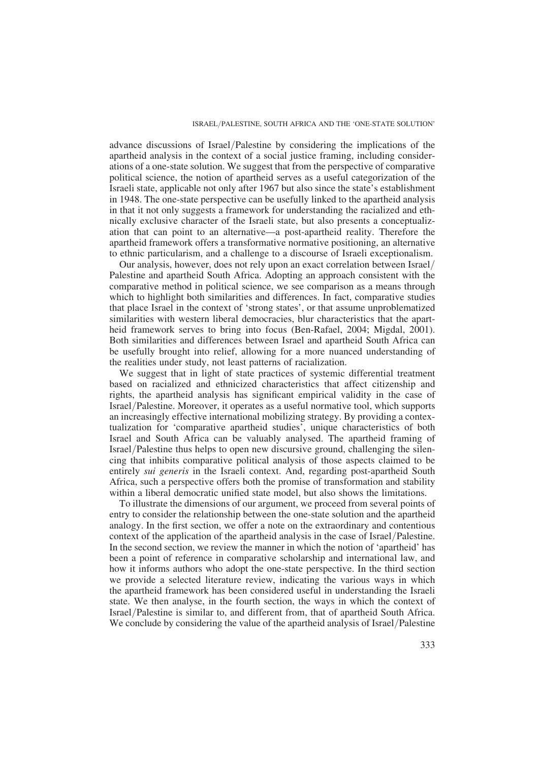advance discussions of Israel/Palestine by considering the implications of the apartheid analysis in the context of a social justice framing, including considerations of a one-state solution. We suggest that from the perspective of comparative political science, the notion of apartheid serves as a useful categorization of the Israeli state, applicable not only after 1967 but also since the state's establishment in 1948. The one-state perspective can be usefully linked to the apartheid analysis in that it not only suggests a framework for understanding the racialized and ethnically exclusive character of the Israeli state, but also presents a conceptualization that can point to an alternative—a post-apartheid reality. Therefore the apartheid framework offers a transformative normative positioning, an alternative to ethnic particularism, and a challenge to a discourse of Israeli exceptionalism.

Our analysis, however, does not rely upon an exact correlation between Israel/Palestine and apartheid South Africa. Adopting an approach consistent with the comparative method in political science, we see comparison as a means through which to highlight both similarities and differences. In fact, comparative studies that place Israel in the context of 'strong states', or that assume unproblematized similarities with western liberal democracies, blur characteristics that the apartheid framework serves to bring into focus (Ben-Rafael, 2004; Migdal, 2001). Both similarities and differences between Israel and apartheid South Africa can be usefully brought into relief, allowing for a more nuanced understanding of the realities under study, not least patterns of racialization.

We suggest that in light of state practices of systemic differential treatment based on racialized and ethnicized characteristics that affect citizenship and rights, the apartheid analysis has significant empirical validity in the case of Israel/Palestine. Moreover, it operates as a useful normative tool, which supports an increasingly effective international mobilizing strategy. By providing a contextualization for 'comparative apartheid studies', unique characteristics of both Israel and South Africa can be valuably analysed. The apartheid framing of Israel/Palestine thus helps to open new discursive ground, challenging the silencing that inhibits comparative political analysis of those aspects claimed to be entirely *sui generis* in the Israeli context. And, regarding post-apartheid South Africa, such a perspective offers both the promise of transformation and stability within a liberal democratic unified state model, but also shows the limitations.

To illustrate the dimensions of our argument, we proceed from several points of entry to consider the relationship between the one-state solution and the apartheid analogy. In the first section, we offer a note on the extraordinary and contentious context of the application of the apartheid analysis in the case of Israel/Palestine. In the second section, we review the manner in which the notion of 'apartheid' has been a point of reference in comparative scholarship and international law, and how it informs authors who adopt the one-state perspective. In the third section we provide a selected literature review, indicating the various ways in which the apartheid framework has been considered useful in understanding the Israeli state. We then analyse, in the fourth section, the ways in which the context of Israel/Palestine is similar to, and different from, that of apartheid South Africa. We conclude by considering the value of the apartheid analysis of Israel/Palestine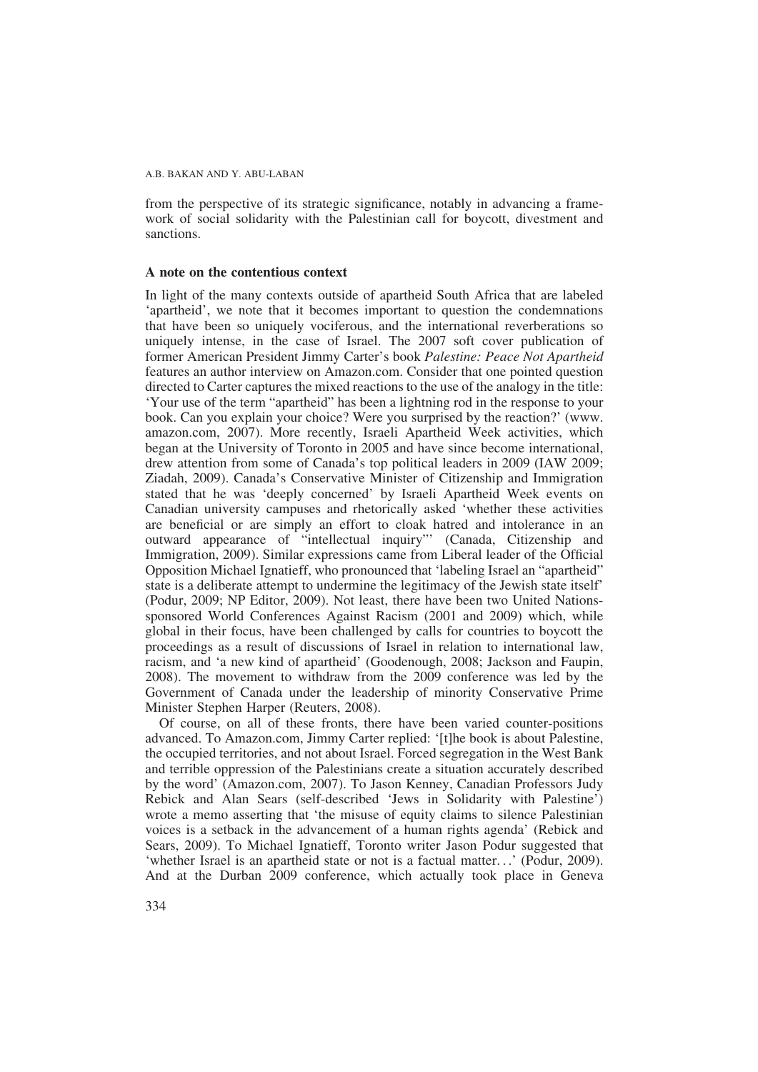from the perspective of its strategic significance, notably in advancing a framework of social solidarity with the Palestinian call for boycott, divestment and sanctions.

### A note on the contentious context

In light of the many contexts outside of apartheid South Africa that are labeled 'apartheid', we note that it becomes important to question the condemnations that have been so uniquely vociferous, and the international reverberations so uniquely intense, in the case of Israel. The 2007 soft cover publication of former American President Jimmy Carter's book *Palestine: Peace Not Apartheid* features an author interview on Amazon.com. Consider that one pointed question directed to Carter captures the mixed reactions to the use of the analogy in the title: 'Your use of the term "apartheid" has been a lightning rod in the response to your book. Can you explain your choice? Were you surprised by the reaction?' (www.amazon.com, 2007). More recently, Israeli Apartheid Week activities, which began at the University of Toronto in 2005 and have since become international, drew attention from some of Canada's top political leaders in 2009 (IAW 2009; Ziadah, 2009). Canada's Conservative Minister of Citizenship and Immigration stated that he was 'deeply concerned' by Israeli Apartheid Week events on Canadian university campuses and rhetorically asked 'whether these activities are beneficial or are simply an effort to cloak hatred and intolerance in an outward appearance of "intellectual inquiry"' (Canada, Citizenship and Immigration, 2009). Similar expressions came from Liberal leader of the Official Opposition Michael Ignatieff, who pronounced that 'labeling Israel an "apartheid" state is a deliberate attempt to undermine the legitimacy of the Jewish state itself' (Podur, 2009; NP Editor, 2009). Not least, there have been two United Nations-sponsored World Conferences Against Racism (2001 and 2009) which, while global in their focus, have been challenged by calls for countries to boycott the proceedings as a result of discussions of Israel in relation to international law, racism, and 'a new kind of apartheid' (Goodenough, 2008; Jackson and Faupin, 2008). The movement to withdraw from the 2009 conference was led by the Government of Canada under the leadership of minority Conservative Prime Minister Stephen Harper (Reuters, 2008).

Of course, on all of these fronts, there have been varied counter-positions advanced. To Amazon.com, Jimmy Carter replied: '[t]he book is about Palestine, the occupied territories, and not about Israel. Forced segregation in the West Bank and terrible oppression of the Palestinians create a situation accurately described by the word' (Amazon.com, 2007). To Jason Kenney, Canadian Professors Judy Rebick and Alan Sears (self-described 'Jews in Solidarity with Palestine') wrote a memo asserting that 'the misuse of equity claims to silence Palestinian voices is a setback in the advancement of a human rights agenda' (Rebick and Sears, 2009). To Michael Ignatieff, Toronto writer Jason Podur suggested that 'whether Israel is an apartheid state or not is a factual matter…' (Podur, 2009). And at the Durban 2009 conference, which actually took place in Geneva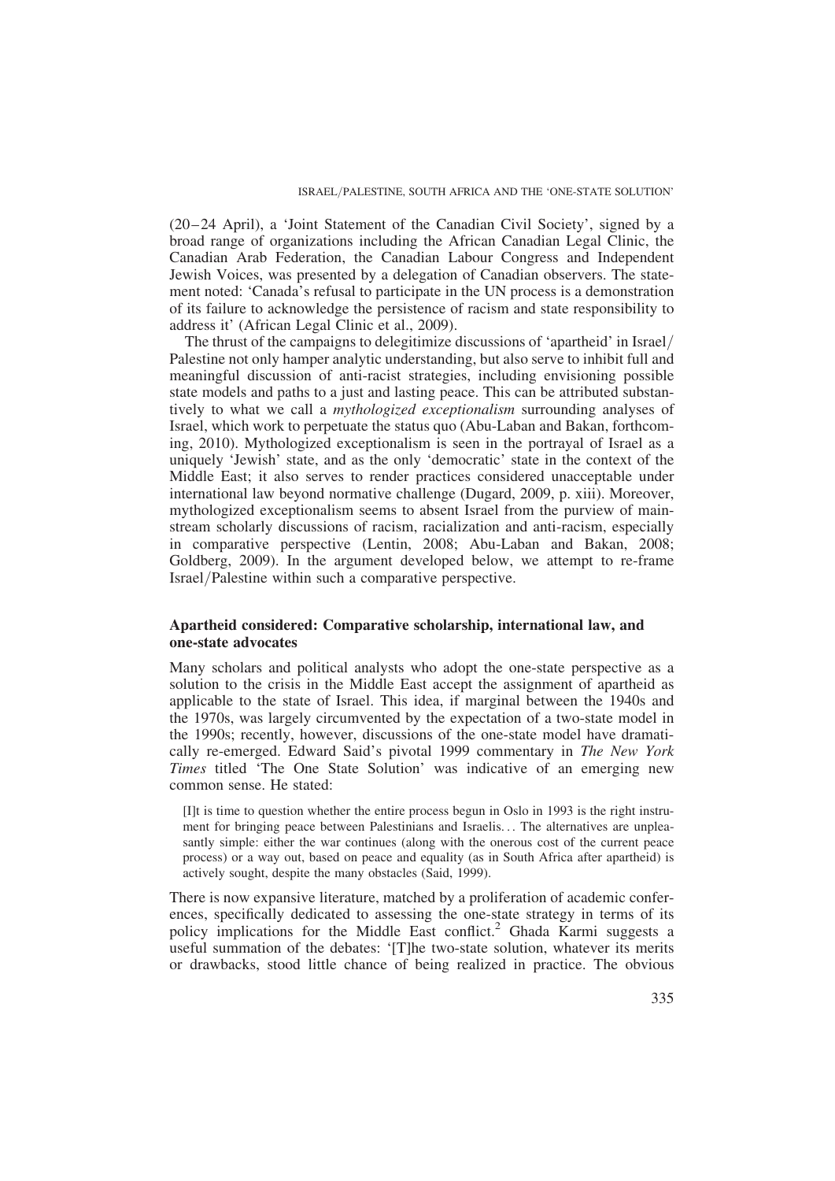(20–24 April), a 'Joint Statement of the Canadian Civil Society', signed by a broad range of organizations including the African Canadian Legal Clinic, the Canadian Arab Federation, the Canadian Labour Congress and Independent Jewish Voices, was presented by a delegation of Canadian observers. The statement noted: 'Canada's refusal to participate in the UN process is a demonstration of its failure to acknowledge the persistence of racism and state responsibility to address it' (African Legal Clinic et al., 2009).

The thrust of the campaigns to delegitimize discussions of 'apartheid' in Israel/Palestine not only hamper analytic understanding, but also serve to inhibit full and meaningful discussion of anti-racist strategies, including envisioning possible state models and paths to a just and lasting peace. This can be attributed substantively to what we call a *mythologized exceptionalism* surrounding analyses of Israel, which work to perpetuate the status quo (Abu-Laban and Bakan, forthcoming, 2010). Mythologized exceptionalism is seen in the portrayal of Israel as a uniquely 'Jewish' state, and as the only 'democratic' state in the context of the Middle East; it also serves to render practices considered unacceptable under international law beyond normative challenge (Dugard, 2009, p. xiii). Moreover, mythologized exceptionalism seems to absent Israel from the purview of mainstream scholarly discussions of racism, racialization and anti-racism, especially in comparative perspective (Lentin, 2008; Abu-Laban and Bakan, 2008; Goldberg, 2009). In the argument developed below, we attempt to re-frame Israel/Palestine within such a comparative perspective.

## Apartheid considered: Comparative scholarship, international law, and one-state advocates

Many scholars and political analysts who adopt the one-state perspective as a solution to the crisis in the Middle East accept the assignment of apartheid as applicable to the state of Israel. This idea, if marginal between the 1940s and the 1970s, was largely circumvented by the expectation of a two-state model in the 1990s; recently, however, discussions of the one-state model have dramatically re-emerged. Edward Said's pivotal 1999 commentary in *The New York Times* titled 'The One State Solution' was indicative of an emerging new common sense. He stated:

> [I]t is time to question whether the entire process begun in Oslo in 1993 is the right instrument for bringing peace between Palestinians and Israelis... The alternatives are unpleasantly simple: either the war continues (along with the onerous cost of the current peace process) or a way out, based on peace and equality (as in South Africa after apartheid) is actively sought, despite the many obstacles (Said, 1999).

There is now expansive literature, matched by a proliferation of academic conferences, specifically dedicated to assessing the one-state strategy in terms of its policy implications for the Middle East conflict.[2] Ghada Karmi suggests a useful summation of the debates: '[T]he two-state solution, whatever its merits or drawbacks, stood little chance of being realized in practice. The obvious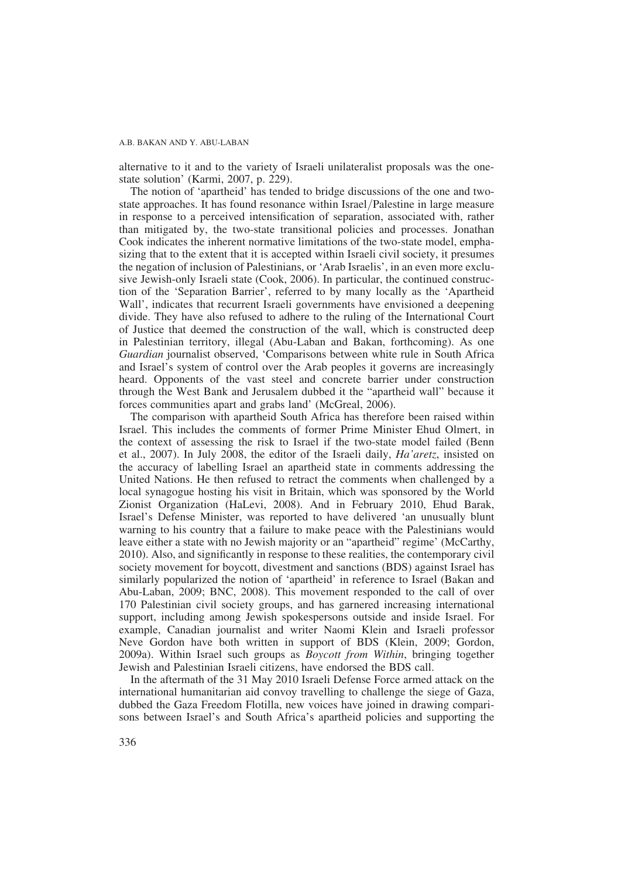alternative to it and to the variety of Israeli unilateralist proposals was the one-state solution' (Karmi, 2007, p. 229).

The notion of 'apartheid' has tended to bridge discussions of the one and two-state approaches. It has found resonance within Israel/Palestine in large measure in response to a perceived intensification of separation, associated with, rather than mitigated by, the two-state transitional policies and processes. Jonathan Cook indicates the inherent normative limitations of the two-state model, emphasizing that to the extent that it is accepted within Israeli civil society, it presumes the negation of inclusion of Palestinians, or 'Arab Israelis', in an even more exclusive Jewish-only Israeli state (Cook, 2006). In particular, the continued construction of the 'Separation Barrier', referred to by many locally as the 'Apartheid Wall', indicates that recurrent Israeli governments have envisioned a deepening divide. They have also refused to adhere to the ruling of the International Court of Justice that deemed the construction of the wall, which is constructed deep in Palestinian territory, illegal (Abu-Laban and Bakan, forthcoming). As one *Guardian* journalist observed, 'Comparisons between white rule in South Africa and Israel's system of control over the Arab peoples it governs are increasingly heard. Opponents of the vast steel and concrete barrier under construction through the West Bank and Jerusalem dubbed it the "apartheid wall" because it forces communities apart and grabs land' (McGreal, 2006).

The comparison with apartheid South Africa has therefore been raised within Israel. This includes the comments of former Prime Minister Ehud Olmert, in the context of assessing the risk to Israel if the two-state model failed (Benn et al., 2007). In July 2008, the editor of the Israeli daily, *Ha'aretz*, insisted on the accuracy of labelling Israel an apartheid state in comments addressing the United Nations. He then refused to retract the comments when challenged by a local synagogue hosting his visit in Britain, which was sponsored by the World Zionist Organization (HaLevi, 2008). And in February 2010, Ehud Barak, Israel's Defense Minister, was reported to have delivered 'an unusually blunt warning to his country that a failure to make peace with the Palestinians would leave either a state with no Jewish majority or an "apartheid" regime' (McCarthy, 2010). Also, and significantly in response to these realities, the contemporary civil society movement for boycott, divestment and sanctions (BDS) against Israel has similarly popularized the notion of 'apartheid' in reference to Israel (Bakan and Abu-Laban, 2009; BNC, 2008). This movement responded to the call of over 170 Palestinian civil society groups, and has garnered increasing international support, including among Jewish spokespersons outside and inside Israel. For example, Canadian journalist and writer Naomi Klein and Israeli professor Neve Gordon have both written in support of BDS (Klein, 2009; Gordon, 2009a). Within Israel such groups as *Boycott from Within*, bringing together Jewish and Palestinian Israeli citizens, have endorsed the BDS call.

In the aftermath of the 31 May 2010 Israeli Defense Force armed attack on the international humanitarian aid convoy travelling to challenge the siege of Gaza, dubbed the Gaza Freedom Flotilla, new voices have joined in drawing comparisons between Israel's and South Africa's apartheid policies and supporting the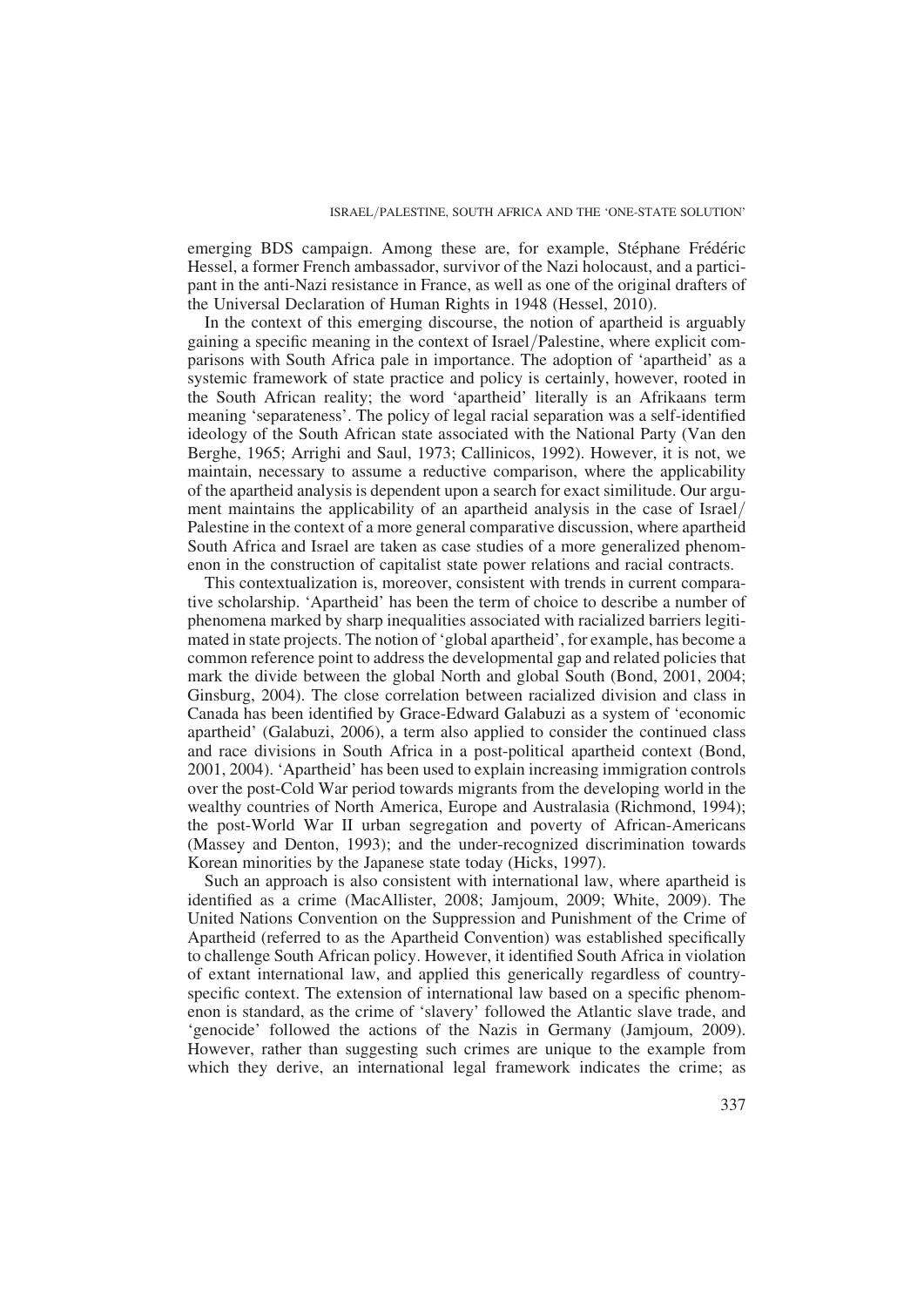emerging BDS campaign. Among these are, for example, Stéphane Frédéric Hessel, a former French ambassador, survivor of the Nazi holocaust, and a participant in the anti-Nazi resistance in France, as well as one of the original drafters of the Universal Declaration of Human Rights in 1948 (Hessel, 2010).

In the context of this emerging discourse, the notion of apartheid is arguably gaining a specific meaning in the context of Israel/Palestine, where explicit comparisons with South Africa pale in importance. The adoption of 'apartheid' as a systemic framework of state practice and policy is certainly, however, rooted in the South African reality; the word 'apartheid' literally is an Afrikaans term meaning 'separateness'. The policy of legal racial separation was a self-identified ideology of the South African state associated with the National Party (Van den Berghe, 1965; Arrighi and Saul, 1973; Callinicos, 1992). However, it is not, we maintain, necessary to assume a reductive comparison, where the applicability of the apartheid analysis is dependent upon a search for exact similitude. Our argument maintains the applicability of an apartheid analysis in the case of Israel/Palestine in the context of a more general comparative discussion, where apartheid South Africa and Israel are taken as case studies of a more generalized phenomenon in the construction of capitalist state power relations and racial contracts.

This contextualization is, moreover, consistent with trends in current comparative scholarship. 'Apartheid' has been the term of choice to describe a number of phenomena marked by sharp inequalities associated with racialized barriers legitimated in state projects. The notion of 'global apartheid', for example, has become a common reference point to address the developmental gap and related policies that mark the divide between the global North and global South (Bond, 2001, 2004; Ginsburg, 2004). The close correlation between racialized division and class in Canada has been identified by Grace-Edward Galabuzi as a system of 'economic apartheid' (Galabuzi, 2006), a term also applied to consider the continued class and race divisions in South Africa in a post-political apartheid context (Bond, 2001, 2004). 'Apartheid' has been used to explain increasing immigration controls over the post-Cold War period towards migrants from the developing world in the wealthy countries of North America, Europe and Australasia (Richmond, 1994); the post-World War II urban segregation and poverty of African-Americans (Massey and Denton, 1993); and the under-recognized discrimination towards Korean minorities by the Japanese state today (Hicks, 1997).

Such an approach is also consistent with international law, where apartheid is identified as a crime (MacAllister, 2008; Jamjoum, 2009; White, 2009). The United Nations Convention on the Suppression and Punishment of the Crime of Apartheid (referred to as the Apartheid Convention) was established specifically to challenge South African policy. However, it identified South Africa in violation of extant international law, and applied this generically regardless of country-specific context. The extension of international law based on a specific phenomenon is standard, as the crime of 'slavery' followed the Atlantic slave trade, and 'genocide' followed the actions of the Nazis in Germany (Jamjoum, 2009). However, rather than suggesting such crimes are unique to the example from which they derive, an international legal framework indicates the crime; as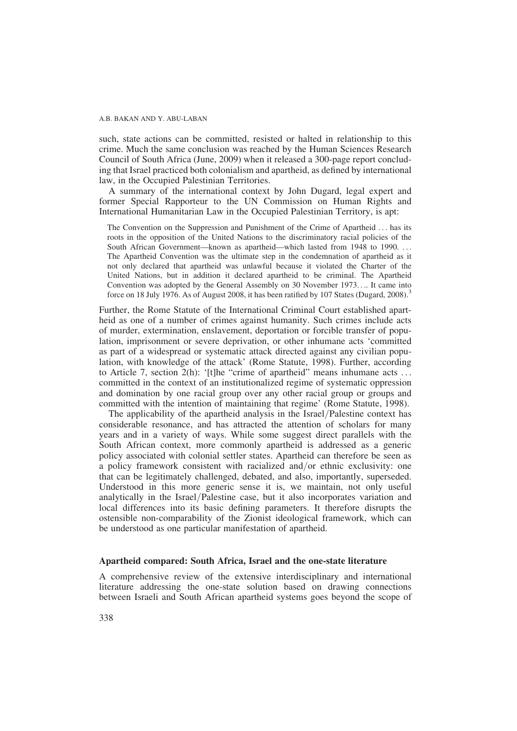such, state actions can be committed, resisted or halted in relationship to this crime. Much the same conclusion was reached by the Human Sciences Research Council of South Africa (June, 2009) when it released a 300-page report concluding that Israel practiced both colonialism and apartheid, as defined by international law, in the Occupied Palestinian Territories.

A summary of the international context by John Dugard, legal expert and former Special Rapporteur to the UN Commission on Human Rights and International Humanitarian Law in the Occupied Palestinian Territory, is apt:

> The Convention on the Suppression and Punishment of the Crime of Apartheid ... has its roots in the opposition of the United Nations to the discriminatory racial policies of the South African Government—known as apartheid—which lasted from 1948 to 1990. ... The Apartheid Convention was the ultimate step in the condemnation of apartheid as it not only declared that apartheid was unlawful because it violated the Charter of the United Nations, but in addition it declared apartheid to be criminal. The Apartheid Convention was adopted by the General Assembly on 30 November 1973.... It came into force on 18 July 1976. As of August 2008, it has been ratified by 107 States (Dugard, 2008).[3]

Further, the Rome Statute of the International Criminal Court established apartheid as one of a number of crimes against humanity. Such crimes include acts of murder, extermination, enslavement, deportation or forcible transfer of population, imprisonment or severe deprivation, or other inhumane acts 'committed as part of a widespread or systematic attack directed against any civilian population, with knowledge of the attack' (Rome Statute, 1998). Further, according to Article 7, section 2(h): '[t]he "crime of apartheid" means inhumane acts ... committed in the context of an institutionalized regime of systematic oppression and domination by one racial group over any other racial group or groups and committed with the intention of maintaining that regime' (Rome Statute, 1998).

The applicability of the apartheid analysis in the Israel/Palestine context has considerable resonance, and has attracted the attention of scholars for many years and in a variety of ways. While some suggest direct parallels with the South African context, more commonly apartheid is addressed as a generic policy associated with colonial settler states. Apartheid can therefore be seen as a policy framework consistent with racialized and/or ethnic exclusivity: one that can be legitimately challenged, debated, and also, importantly, superseded. Understood in this more generic sense it is, we maintain, not only useful analytically in the Israel/Palestine case, but it also incorporates variation and local differences into its basic defining parameters. It therefore disrupts the ostensible non-comparability of the Zionist ideological framework, which can be understood as one particular manifestation of apartheid.

## Apartheid compared: South Africa, Israel and the one-state literature

A comprehensive review of the extensive interdisciplinary and international literature addressing the one-state solution based on drawing connections between Israeli and South African apartheid systems goes beyond the scope of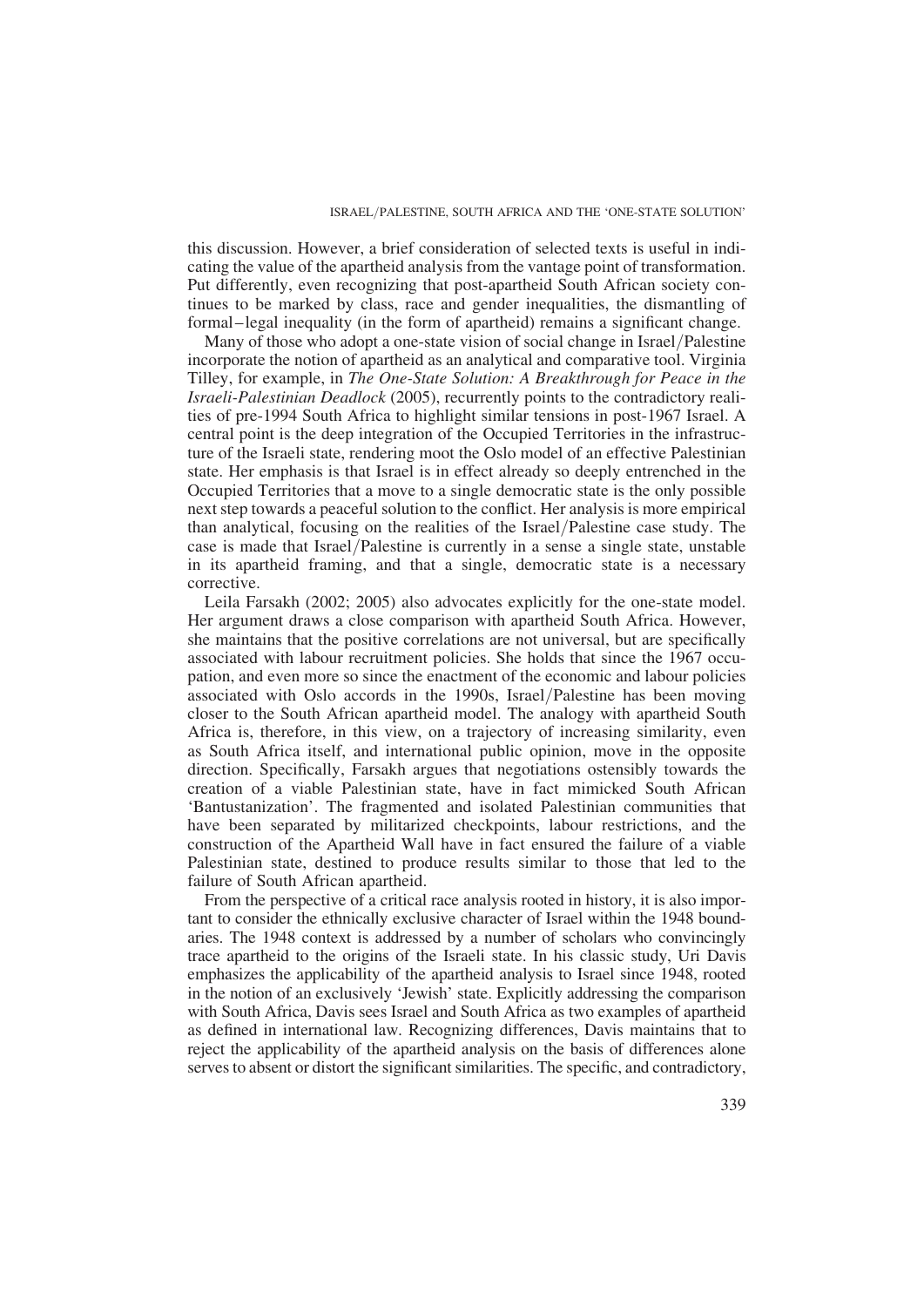this discussion. However, a brief consideration of selected texts is useful in indicating the value of the apartheid analysis from the vantage point of transformation. Put differently, even recognizing that post-apartheid South African society continues to be marked by class, race and gender inequalities, the dismantling of formal–legal inequality (in the form of apartheid) remains a significant change.

Many of those who adopt a one-state vision of social change in Israel/Palestine incorporate the notion of apartheid as an analytical and comparative tool. Virginia Tilley, for example, in *The One-State Solution: A Breakthrough for Peace in the Israeli-Palestinian Deadlock* (2005), recurrently points to the contradictory realities of pre-1994 South Africa to highlight similar tensions in post-1967 Israel. A central point is the deep integration of the Occupied Territories in the infrastructure of the Israeli state, rendering moot the Oslo model of an effective Palestinian state. Her emphasis is that Israel is in effect already so deeply entrenched in the Occupied Territories that a move to a single democratic state is the only possible next step towards a peaceful solution to the conflict. Her analysis is more empirical than analytical, focusing on the realities of the Israel/Palestine case study. The case is made that Israel/Palestine is currently in a sense a single state, unstable in its apartheid framing, and that a single, democratic state is a necessary corrective.

Leila Farsakh (2002; 2005) also advocates explicitly for the one-state model. Her argument draws a close comparison with apartheid South Africa. However, she maintains that the positive correlations are not universal, but are specifically associated with labour recruitment policies. She holds that since the 1967 occupation, and even more so since the enactment of the economic and labour policies associated with Oslo accords in the 1990s, Israel/Palestine has been moving closer to the South African apartheid model. The analogy with apartheid South Africa is, therefore, in this view, on a trajectory of increasing similarity, even as South Africa itself, and international public opinion, move in the opposite direction. Specifically, Farsakh argues that negotiations ostensibly towards the creation of a viable Palestinian state, have in fact mimicked South African 'Bantustanization'. The fragmented and isolated Palestinian communities that have been separated by militarized checkpoints, labour restrictions, and the construction of the Apartheid Wall have in fact ensured the failure of a viable Palestinian state, destined to produce results similar to those that led to the failure of South African apartheid.

From the perspective of a critical race analysis rooted in history, it is also important to consider the ethnically exclusive character of Israel within the 1948 boundaries. The 1948 context is addressed by a number of scholars who convincingly trace apartheid to the origins of the Israeli state. In his classic study, Uri Davis emphasizes the applicability of the apartheid analysis to Israel since 1948, rooted in the notion of an exclusively 'Jewish' state. Explicitly addressing the comparison with South Africa, Davis sees Israel and South Africa as two examples of apartheid as defined in international law. Recognizing differences, Davis maintains that to reject the applicability of the apartheid analysis on the basis of differences alone serves to absent or distort the significant similarities. The specific, and contradictory,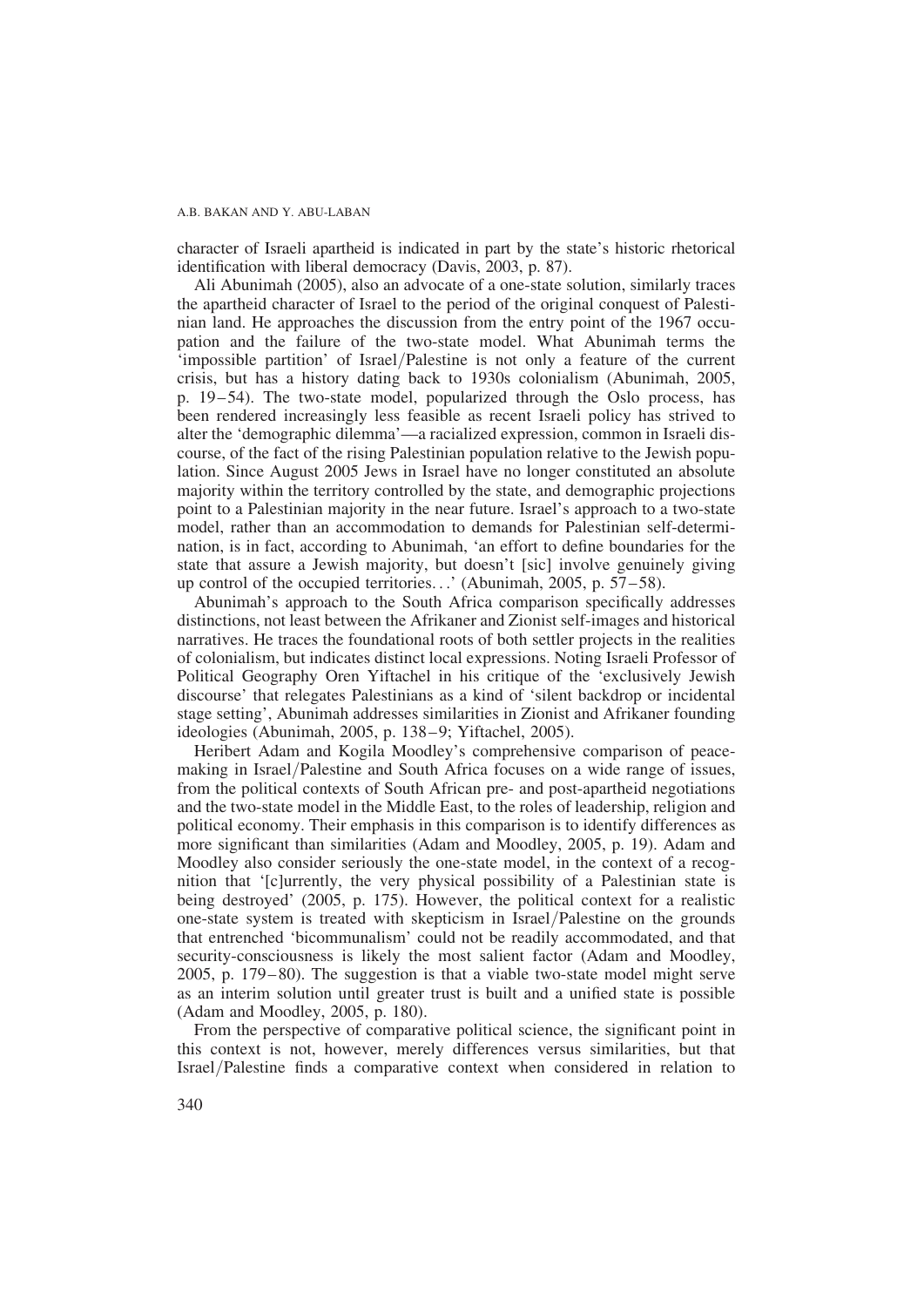character of Israeli apartheid is indicated in part by the state's historic rhetorical identification with liberal democracy (Davis, 2003, p. 87).

Ali Abunimah (2005), also an advocate of a one-state solution, similarly traces the apartheid character of Israel to the period of the original conquest of Palestinian land. He approaches the discussion from the entry point of the 1967 occupation and the failure of the two-state model. What Abunimah terms the 'impossible partition' of Israel/Palestine is not only a feature of the current crisis, but has a history dating back to 1930s colonialism (Abunimah, 2005, p. 19–54). The two-state model, popularized through the Oslo process, has been rendered increasingly less feasible as recent Israeli policy has strived to alter the 'demographic dilemma'—a racialized expression, common in Israeli discourse, of the fact of the rising Palestinian population relative to the Jewish population. Since August 2005 Jews in Israel have no longer constituted an absolute majority within the territory controlled by the state, and demographic projections point to a Palestinian majority in the near future. Israel's approach to a two-state model, rather than an accommodation to demands for Palestinian self-determination, is in fact, according to Abunimah, 'an effort to define boundaries for the state that assure a Jewish majority, but doesn't [sic] involve genuinely giving up control of the occupied territories...' (Abunimah, 2005, p. 57–58).

Abunimah's approach to the South Africa comparison specifically addresses distinctions, not least between the Afrikaner and Zionist self-images and historical narratives. He traces the foundational roots of both settler projects in the realities of colonialism, but indicates distinct local expressions. Noting Israeli Professor of Political Geography Oren Yiftachel in his critique of the 'exclusively Jewish discourse' that relegates Palestinians as a kind of 'silent backdrop or incidental stage setting', Abunimah addresses similarities in Zionist and Afrikaner founding ideologies (Abunimah, 2005, p. 138–9; Yiftachel, 2005).

Heribert Adam and Kogila Moodley's comprehensive comparison of peacemaking in Israel/Palestine and South Africa focuses on a wide range of issues, from the political contexts of South African pre- and post-apartheid negotiations and the two-state model in the Middle East, to the roles of leadership, religion and political economy. Their emphasis in this comparison is to identify differences as more significant than similarities (Adam and Moodley, 2005, p. 19). Adam and Moodley also consider seriously the one-state model, in the context of a recognition that '[c]urrently, the very physical possibility of a Palestinian state is being destroyed' (2005, p. 175). However, the political context for a realistic one-state system is treated with skepticism in Israel/Palestine on the grounds that entrenched 'bicommunalism' could not be readily accommodated, and that security-consciousness is likely the most salient factor (Adam and Moodley, 2005, p. 179–80). The suggestion is that a viable two-state model might serve as an interim solution until greater trust is built and a unified state is possible (Adam and Moodley, 2005, p. 180).

From the perspective of comparative political science, the significant point in this context is not, however, merely differences versus similarities, but that Israel/Palestine finds a comparative context when considered in relation to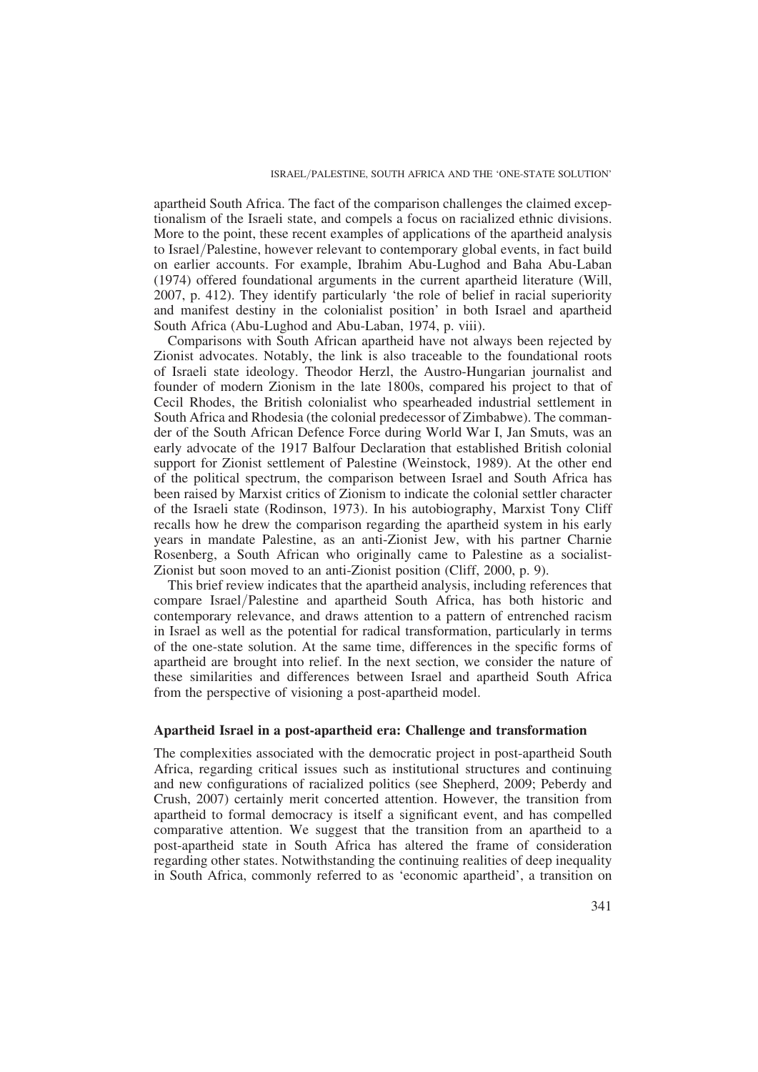apartheid South Africa. The fact of the comparison challenges the claimed exceptionalism of the Israeli state, and compels a focus on racialized ethnic divisions. More to the point, these recent examples of applications of the apartheid analysis to Israel/Palestine, however relevant to contemporary global events, in fact build on earlier accounts. For example, Ibrahim Abu-Lughod and Baha Abu-Laban (1974) offered foundational arguments in the current apartheid literature (Will, 2007, p. 412). They identify particularly 'the role of belief in racial superiority and manifest destiny in the colonialist position' in both Israel and apartheid South Africa (Abu-Lughod and Abu-Laban, 1974, p. viii).

Comparisons with South African apartheid have not always been rejected by Zionist advocates. Notably, the link is also traceable to the foundational roots of Israeli state ideology. Theodor Herzl, the Austro-Hungarian journalist and founder of modern Zionism in the late 1800s, compared his project to that of Cecil Rhodes, the British colonialist who spearheaded industrial settlement in South Africa and Rhodesia (the colonial predecessor of Zimbabwe). The commander of the South African Defence Force during World War I, Jan Smuts, was an early advocate of the 1917 Balfour Declaration that established British colonial support for Zionist settlement of Palestine (Weinstock, 1989). At the other end of the political spectrum, the comparison between Israel and South Africa has been raised by Marxist critics of Zionism to indicate the colonial settler character of the Israeli state (Rodinson, 1973). In his autobiography, Marxist Tony Cliff recalls how he drew the comparison regarding the apartheid system in his early years in mandate Palestine, as an anti-Zionist Jew, with his partner Charnie Rosenberg, a South African who originally came to Palestine as a socialist-Zionist but soon moved to an anti-Zionist position (Cliff, 2000, p. 9).

This brief review indicates that the apartheid analysis, including references that compare Israel/Palestine and apartheid South Africa, has both historic and contemporary relevance, and draws attention to a pattern of entrenched racism in Israel as well as the potential for radical transformation, particularly in terms of the one-state solution. At the same time, differences in the specific forms of apartheid are brought into relief. In the next section, we consider the nature of these similarities and differences between Israel and apartheid South Africa from the perspective of visioning a post-apartheid model.

### Apartheid Israel in a post-apartheid era: Challenge and transformation

The complexities associated with the democratic project in post-apartheid South Africa, regarding critical issues such as institutional structures and continuing and new configurations of racialized politics (see Shepherd, 2009; Peberdy and Crush, 2007) certainly merit concerted attention. However, the transition from apartheid to formal democracy is itself a significant event, and has compelled comparative attention. We suggest that the transition from an apartheid to a post-apartheid state in South Africa has altered the frame of consideration regarding other states. Notwithstanding the continuing realities of deep inequality in South Africa, commonly referred to as 'economic apartheid', a transition on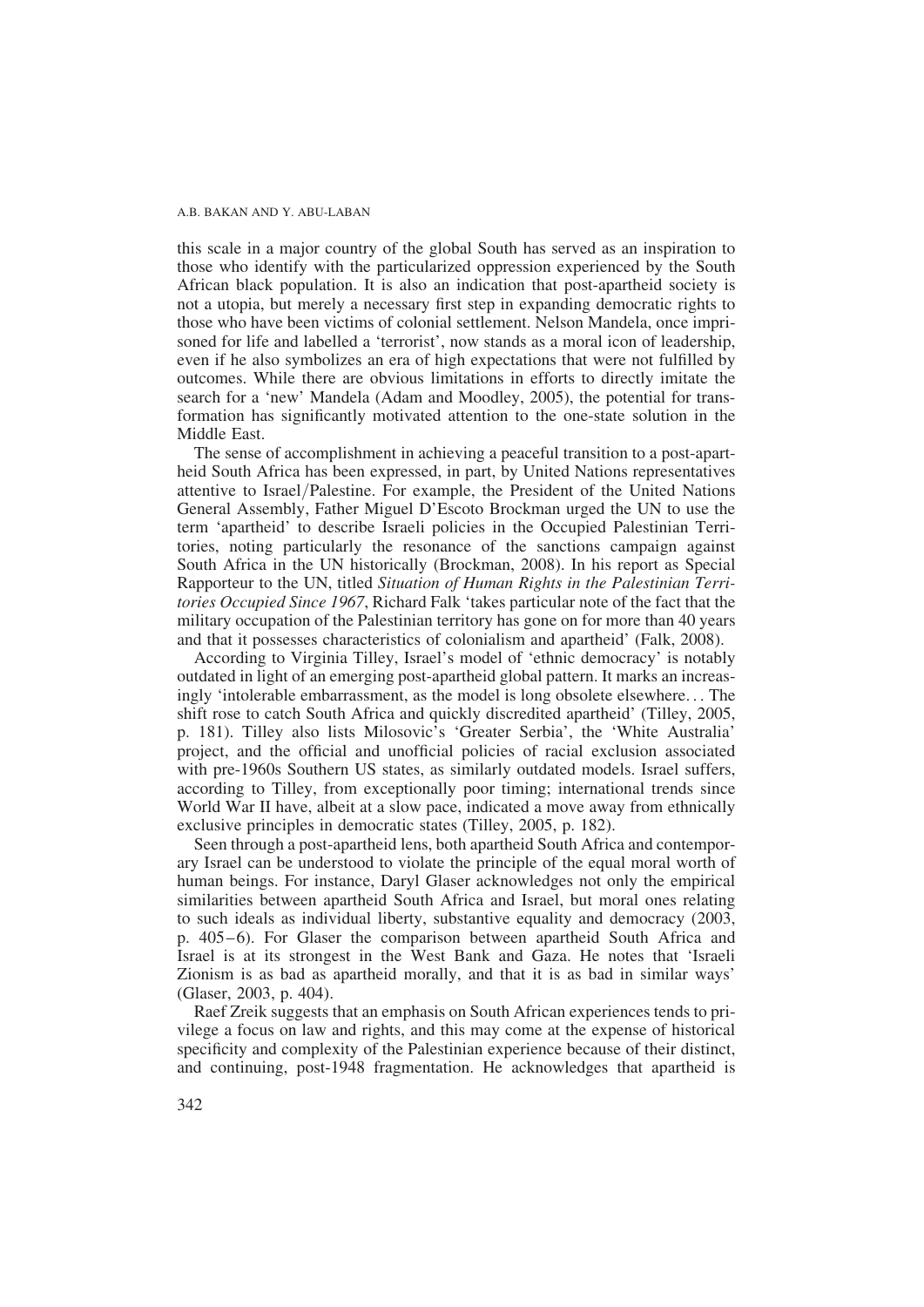this scale in a major country of the global South has served as an inspiration to those who identify with the particularized oppression experienced by the South African black population. It is also an indication that post-apartheid society is not a utopia, but merely a necessary first step in expanding democratic rights to those who have been victims of colonial settlement. Nelson Mandela, once imprisoned for life and labelled a 'terrorist', now stands as a moral icon of leadership, even if he also symbolizes an era of high expectations that were not fulfilled by outcomes. While there are obvious limitations in efforts to directly imitate the search for a 'new' Mandela (Adam and Moodley, 2005), the potential for transformation has significantly motivated attention to the one-state solution in the Middle East.

The sense of accomplishment in achieving a peaceful transition to a post-apartheid South Africa has been expressed, in part, by United Nations representatives attentive to Israel/Palestine. For example, the President of the United Nations General Assembly, Father Miguel D'Escoto Brockman urged the UN to use the term 'apartheid' to describe Israeli policies in the Occupied Palestinian Territories, noting particularly the resonance of the sanctions campaign against South Africa in the UN historically (Brockman, 2008). In his report as Special Rapporteur to the UN, titled *Situation of Human Rights in the Palestinian Territories Occupied Since 1967*, Richard Falk 'takes particular note of the fact that the military occupation of the Palestinian territory has gone on for more than 40 years and that it possesses characteristics of colonialism and apartheid' (Falk, 2008).

According to Virginia Tilley, Israel's model of 'ethnic democracy' is notably outdated in light of an emerging post-apartheid global pattern. It marks an increasingly 'intolerable embarrassment, as the model is long obsolete elsewhere... The shift rose to catch South Africa and quickly discredited apartheid' (Tilley, 2005, p. 181). Tilley also lists Milosovic's 'Greater Serbia', the 'White Australia' project, and the official and unofficial policies of racial exclusion associated with pre-1960s Southern US states, as similarly outdated models. Israel suffers, according to Tilley, from exceptionally poor timing; international trends since World War II have, albeit at a slow pace, indicated a move away from ethnically exclusive principles in democratic states (Tilley, 2005, p. 182).

Seen through a post-apartheid lens, both apartheid South Africa and contemporary Israel can be understood to violate the principle of the equal moral worth of human beings. For instance, Daryl Glaser acknowledges not only the empirical similarities between apartheid South Africa and Israel, but moral ones relating to such ideals as individual liberty, substantive equality and democracy (2003, p. 405–6). For Glaser the comparison between apartheid South Africa and Israel is at its strongest in the West Bank and Gaza. He notes that 'Israeli Zionism is as bad as apartheid morally, and that it is as bad in similar ways' (Glaser, 2003, p. 404).

Raef Zreik suggests that an emphasis on South African experiences tends to privilege a focus on law and rights, and this may come at the expense of historical specificity and complexity of the Palestinian experience because of their distinct, and continuing, post-1948 fragmentation. He acknowledges that apartheid is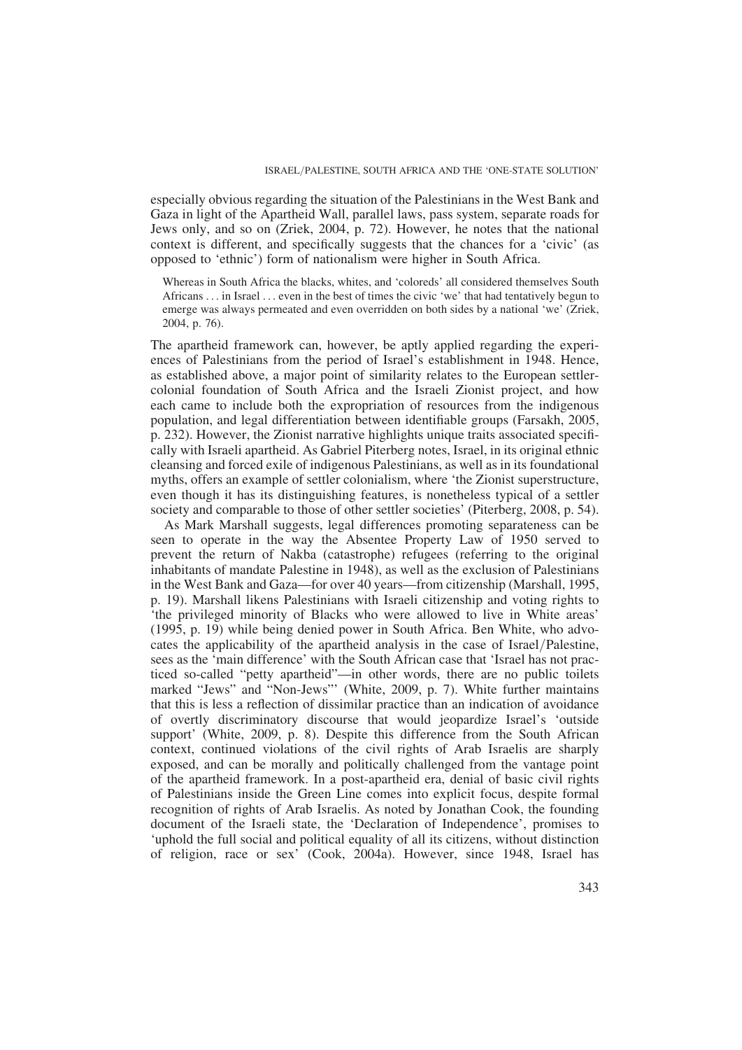especially obvious regarding the situation of the Palestinians in the West Bank and Gaza in light of the Apartheid Wall, parallel laws, pass system, separate roads for Jews only, and so on (Zriek, 2004, p. 72). However, he notes that the national context is different, and specifically suggests that the chances for a 'civic' (as opposed to 'ethnic') form of nationalism were higher in South Africa.

> Whereas in South Africa the blacks, whites, and 'coloreds' all considered themselves South Africans . . . in Israel . . . even in the best of times the civic 'we' that had tentatively begun to emerge was always permeated and even overridden on both sides by a national 'we' (Zriek, 2004, p. 76).

The apartheid framework can, however, be aptly applied regarding the experiences of Palestinians from the period of Israel's establishment in 1948. Hence, as established above, a major point of similarity relates to the European settler-colonial foundation of South Africa and the Israeli Zionist project, and how each came to include both the expropriation of resources from the indigenous population, and legal differentiation between identifiable groups (Farsakh, 2005, p. 232). However, the Zionist narrative highlights unique traits associated specifically with Israeli apartheid. As Gabriel Piterberg notes, Israel, in its original ethnic cleansing and forced exile of indigenous Palestinians, as well as in its foundational myths, offers an example of settler colonialism, where 'the Zionist superstructure, even though it has its distinguishing features, is nonetheless typical of a settler society and comparable to those of other settler societies' (Piterberg, 2008, p. 54).

As Mark Marshall suggests, legal differences promoting separateness can be seen to operate in the way the Absentee Property Law of 1950 served to prevent the return of Nakba (catastrophe) refugees (referring to the original inhabitants of mandate Palestine in 1948), as well as the exclusion of Palestinians in the West Bank and Gaza—for over 40 years—from citizenship (Marshall, 1995, p. 19). Marshall likens Palestinians with Israeli citizenship and voting rights to 'the privileged minority of Blacks who were allowed to live in White areas' (1995, p. 19) while being denied power in South Africa. Ben White, who advocates the applicability of the apartheid analysis in the case of Israel/Palestine, sees as the 'main difference' with the South African case that 'Israel has not practiced so-called "petty apartheid"—in other words, there are no public toilets marked "Jews" and "Non-Jews"' (White, 2009, p. 7). White further maintains that this is less a reflection of dissimilar practice than an indication of avoidance of overtly discriminatory discourse that would jeopardize Israel's 'outside support' (White, 2009, p. 8). Despite this difference from the South African context, continued violations of the civil rights of Arab Israelis are sharply exposed, and can be morally and politically challenged from the vantage point of the apartheid framework. In a post-apartheid era, denial of basic civil rights of Palestinians inside the Green Line comes into explicit focus, despite formal recognition of rights of Arab Israelis. As noted by Jonathan Cook, the founding document of the Israeli state, the 'Declaration of Independence', promises to 'uphold the full social and political equality of all its citizens, without distinction of religion, race or sex' (Cook, 2004a). However, since 1948, Israel has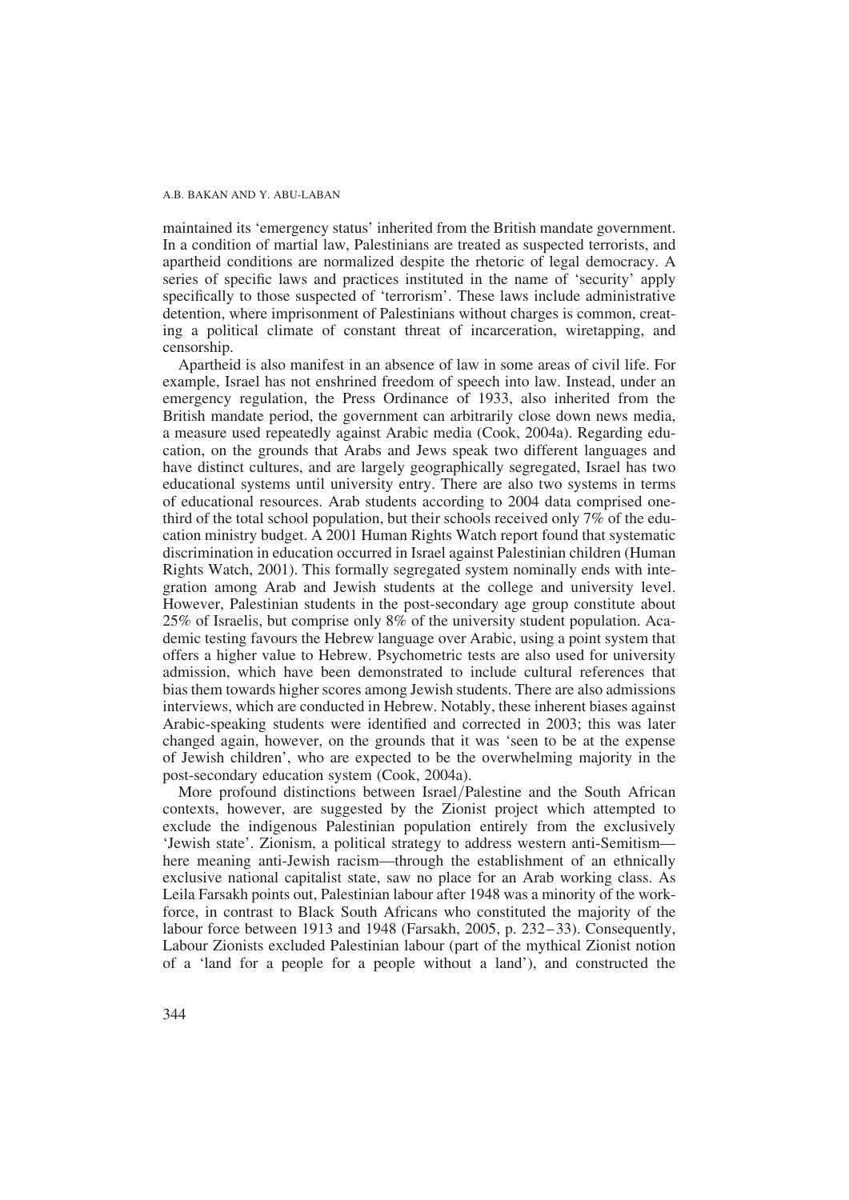maintained its 'emergency status' inherited from the British mandate government. In a condition of martial law, Palestinians are treated as suspected terrorists, and apartheid conditions are normalized despite the rhetoric of legal democracy. A series of specific laws and practices instituted in the name of 'security' apply specifically to those suspected of 'terrorism'. These laws include administrative detention, where imprisonment of Palestinians without charges is common, creating a political climate of constant threat of incarceration, wiretapping, and censorship.

Apartheid is also manifest in an absence of law in some areas of civil life. For example, Israel has not enshrined freedom of speech into law. Instead, under an emergency regulation, the Press Ordinance of 1933, also inherited from the British mandate period, the government can arbitrarily close down news media, a measure used repeatedly against Arabic media (Cook, 2004a). Regarding education, on the grounds that Arabs and Jews speak two different languages and have distinct cultures, and are largely geographically segregated, Israel has two educational systems until university entry. There are also two systems in terms of educational resources. Arab students according to 2004 data comprised one-third of the total school population, but their schools received only 7% of the education ministry budget. A 2001 Human Rights Watch report found that systematic discrimination in education occurred in Israel against Palestinian children (Human Rights Watch, 2001). This formally segregated system nominally ends with integration among Arab and Jewish students at the college and university level. However, Palestinian students in the post-secondary age group constitute about 25% of Israelis, but comprise only 8% of the university student population. Academic testing favours the Hebrew language over Arabic, using a point system that offers a higher value to Hebrew. Psychometric tests are also used for university admission, which have been demonstrated to include cultural references that bias them towards higher scores among Jewish students. There are also admissions interviews, which are conducted in Hebrew. Notably, these inherent biases against Arabic-speaking students were identified and corrected in 2003; this was later changed again, however, on the grounds that it was 'seen to be at the expense of Jewish children', who are expected to be the overwhelming majority in the post-secondary education system (Cook, 2004a).

More profound distinctions between Israel/Palestine and the South African contexts, however, are suggested by the Zionist project which attempted to exclude the indigenous Palestinian population entirely from the exclusively 'Jewish state'. Zionism, a political strategy to address western anti-Semitism—here meaning anti-Jewish racism—through the establishment of an ethnically exclusive national capitalist state, saw no place for an Arab working class. As Leila Farsakh points out, Palestinian labour after 1948 was a minority of the workforce, in contrast to Black South Africans who constituted the majority of the labour force between 1913 and 1948 (Farsakh, 2005, p. 232–33). Consequently, Labour Zionists excluded Palestinian labour (part of the mythical Zionist notion of a 'land for a people for a people without a land'), and constructed the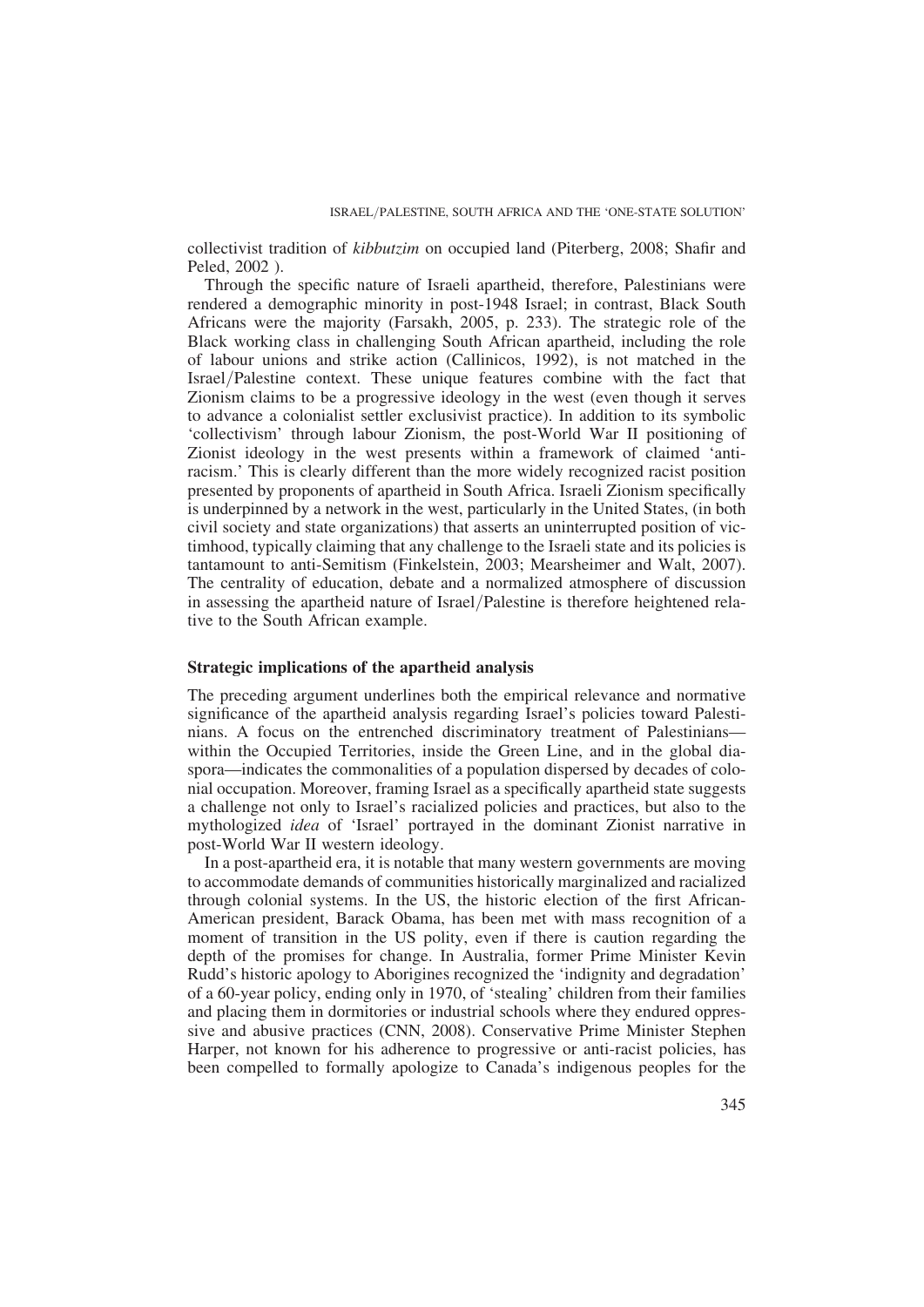collectivist tradition of *kibbutzim* on occupied land (Piterberg, 2008; Shafir and Peled, 2002 ).

Through the specific nature of Israeli apartheid, therefore, Palestinians were rendered a demographic minority in post-1948 Israel; in contrast, Black South Africans were the majority (Farsakh, 2005, p. 233). The strategic role of the Black working class in challenging South African apartheid, including the role of labour unions and strike action (Callinicos, 1992), is not matched in the Israel/Palestine context. These unique features combine with the fact that Zionism claims to be a progressive ideology in the west (even though it serves to advance a colonialist settler exclusivist practice). In addition to its symbolic 'collectivism' through labour Zionism, the post-World War II positioning of Zionist ideology in the west presents within a framework of claimed 'anti-racism.' This is clearly different than the more widely recognized racist position presented by proponents of apartheid in South Africa. Israeli Zionism specifically is underpinned by a network in the west, particularly in the United States, (in both civil society and state organizations) that asserts an uninterrupted position of victimhood, typically claiming that any challenge to the Israeli state and its policies is tantamount to anti-Semitism (Finkelstein, 2003; Mearsheimer and Walt, 2007). The centrality of education, debate and a normalized atmosphere of discussion in assessing the apartheid nature of Israel/Palestine is therefore heightened relative to the South African example.

## Strategic implications of the apartheid analysis

The preceding argument underlines both the empirical relevance and normative significance of the apartheid analysis regarding Israel's policies toward Palestinians. A focus on the entrenched discriminatory treatment of Palestinians—within the Occupied Territories, inside the Green Line, and in the global diaspora—indicates the commonalities of a population dispersed by decades of colonial occupation. Moreover, framing Israel as a specifically apartheid state suggests a challenge not only to Israel's racialized policies and practices, but also to the mythologized *idea* of 'Israel' portrayed in the dominant Zionist narrative in post-World War II western ideology.

In a post-apartheid era, it is notable that many western governments are moving to accommodate demands of communities historically marginalized and racialized through colonial systems. In the US, the historic election of the first African-American president, Barack Obama, has been met with mass recognition of a moment of transition in the US polity, even if there is caution regarding the depth of the promises for change. In Australia, former Prime Minister Kevin Rudd's historic apology to Aborigines recognized the 'indignity and degradation' of a 60-year policy, ending only in 1970, of 'stealing' children from their families and placing them in dormitories or industrial schools where they endured oppressive and abusive practices (CNN, 2008). Conservative Prime Minister Stephen Harper, not known for his adherence to progressive or anti-racist policies, has been compelled to formally apologize to Canada's indigenous peoples for the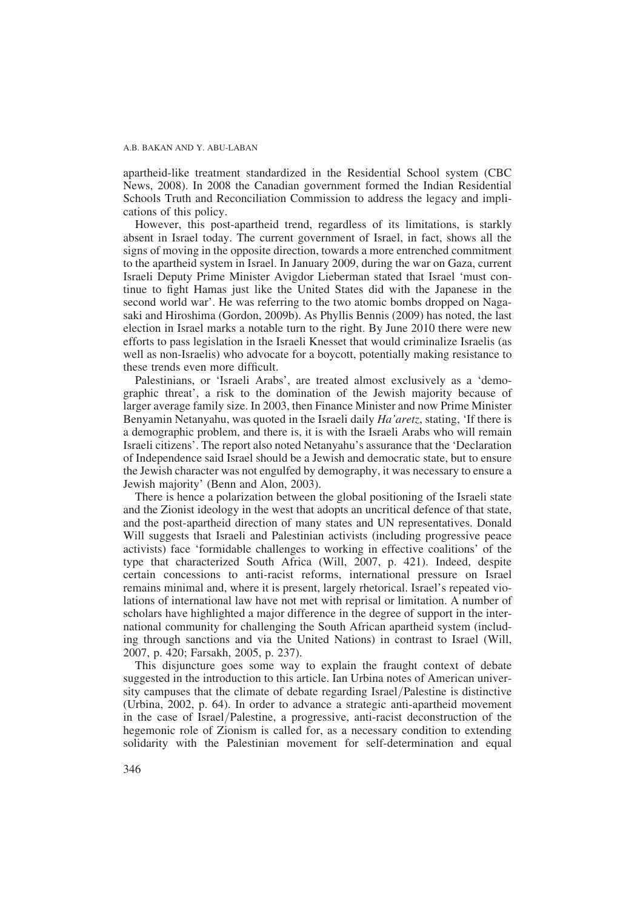apartheid-like treatment standardized in the Residential School system (CBC News, 2008). In 2008 the Canadian government formed the Indian Residential Schools Truth and Reconciliation Commission to address the legacy and implications of this policy.

However, this post-apartheid trend, regardless of its limitations, is starkly absent in Israel today. The current government of Israel, in fact, shows all the signs of moving in the opposite direction, towards a more entrenched commitment to the apartheid system in Israel. In January 2009, during the war on Gaza, current Israeli Deputy Prime Minister Avigdor Lieberman stated that Israel 'must continue to fight Hamas just like the United States did with the Japanese in the second world war'. He was referring to the two atomic bombs dropped on Nagasaki and Hiroshima (Gordon, 2009b). As Phyllis Bennis (2009) has noted, the last election in Israel marks a notable turn to the right. By June 2010 there were new efforts to pass legislation in the Israeli Knesset that would criminalize Israelis (as well as non-Israelis) who advocate for a boycott, potentially making resistance to these trends even more difficult.

Palestinians, or 'Israeli Arabs', are treated almost exclusively as a 'demographic threat', a risk to the domination of the Jewish majority because of larger average family size. In 2003, then Finance Minister and now Prime Minister Benyamin Netanyahu, was quoted in the Israeli daily *Ha'aretz*, stating, 'If there is a demographic problem, and there is, it is with the Israeli Arabs who will remain Israeli citizens'. The report also noted Netanyahu's assurance that the 'Declaration of Independence said Israel should be a Jewish and democratic state, but to ensure the Jewish character was not engulfed by demography, it was necessary to ensure a Jewish majority' (Benn and Alon, 2003).

There is hence a polarization between the global positioning of the Israeli state and the Zionist ideology in the west that adopts an uncritical defence of that state, and the post-apartheid direction of many states and UN representatives. Donald Will suggests that Israeli and Palestinian activists (including progressive peace activists) face 'formidable challenges to working in effective coalitions' of the type that characterized South Africa (Will, 2007, p. 421). Indeed, despite certain concessions to anti-racist reforms, international pressure on Israel remains minimal and, where it is present, largely rhetorical. Israel's repeated violations of international law have not met with reprisal or limitation. A number of scholars have highlighted a major difference in the degree of support in the international community for challenging the South African apartheid system (including through sanctions and via the United Nations) in contrast to Israel (Will, 2007, p. 420; Farsakh, 2005, p. 237).

This disjuncture goes some way to explain the fraught context of debate suggested in the introduction to this article. Ian Urbina notes of American university campuses that the climate of debate regarding Israel/Palestine is distinctive (Urbina, 2002, p. 64). In order to advance a strategic anti-apartheid movement in the case of Israel/Palestine, a progressive, anti-racist deconstruction of the hegemonic role of Zionism is called for, as a necessary condition to extending solidarity with the Palestinian movement for self-determination and equal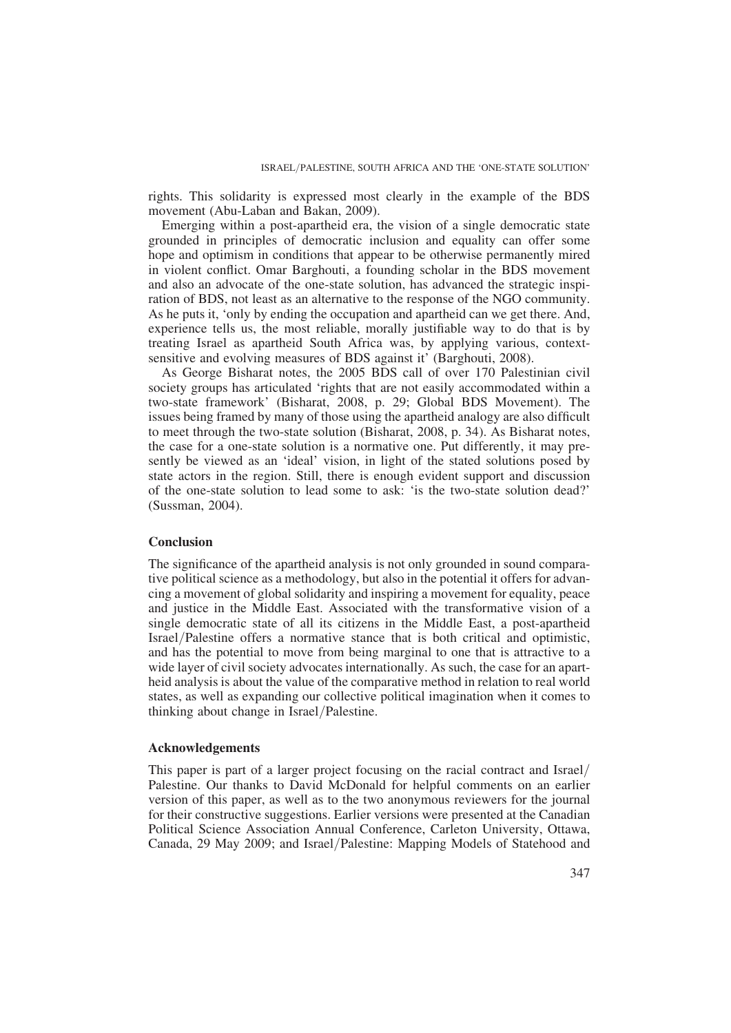rights. This solidarity is expressed most clearly in the example of the BDS movement (Abu-Laban and Bakan, 2009).

Emerging within a post-apartheid era, the vision of a single democratic state grounded in principles of democratic inclusion and equality can offer some hope and optimism in conditions that appear to be otherwise permanently mired in violent conflict. Omar Barghouti, a founding scholar in the BDS movement and also an advocate of the one-state solution, has advanced the strategic inspiration of BDS, not least as an alternative to the response of the NGO community. As he puts it, 'only by ending the occupation and apartheid can we get there. And, experience tells us, the most reliable, morally justifiable way to do that is by treating Israel as apartheid South Africa was, by applying various, context-sensitive and evolving measures of BDS against it' (Barghouti, 2008).

As George Bisharat notes, the 2005 BDS call of over 170 Palestinian civil society groups has articulated 'rights that are not easily accommodated within a two-state framework' (Bisharat, 2008, p. 29; Global BDS Movement). The issues being framed by many of those using the apartheid analogy are also difficult to meet through the two-state solution (Bisharat, 2008, p. 34). As Bisharat notes, the case for a one-state solution is a normative one. Put differently, it may presently be viewed as an 'ideal' vision, in light of the stated solutions posed by state actors in the region. Still, there is enough evident support and discussion of the one-state solution to lead some to ask: 'is the two-state solution dead?' (Sussman, 2004).

## Conclusion

The significance of the apartheid analysis is not only grounded in sound comparative political science as a methodology, but also in the potential it offers for advancing a movement of global solidarity and inspiring a movement for equality, peace and justice in the Middle East. Associated with the transformative vision of a single democratic state of all its citizens in the Middle East, a post-apartheid Israel/Palestine offers a normative stance that is both critical and optimistic, and has the potential to move from being marginal to one that is attractive to a wide layer of civil society advocates internationally. As such, the case for an apartheid analysis is about the value of the comparative method in relation to real world states, as well as expanding our collective political imagination when it comes to thinking about change in Israel/Palestine.

## Acknowledgements

This paper is part of a larger project focusing on the racial contract and Israel/Palestine. Our thanks to David McDonald for helpful comments on an earlier version of this paper, as well as to the two anonymous reviewers for the journal for their constructive suggestions. Earlier versions were presented at the Canadian Political Science Association Annual Conference, Carleton University, Ottawa, Canada, 29 May 2009; and Israel/Palestine: Mapping Models of Statehood and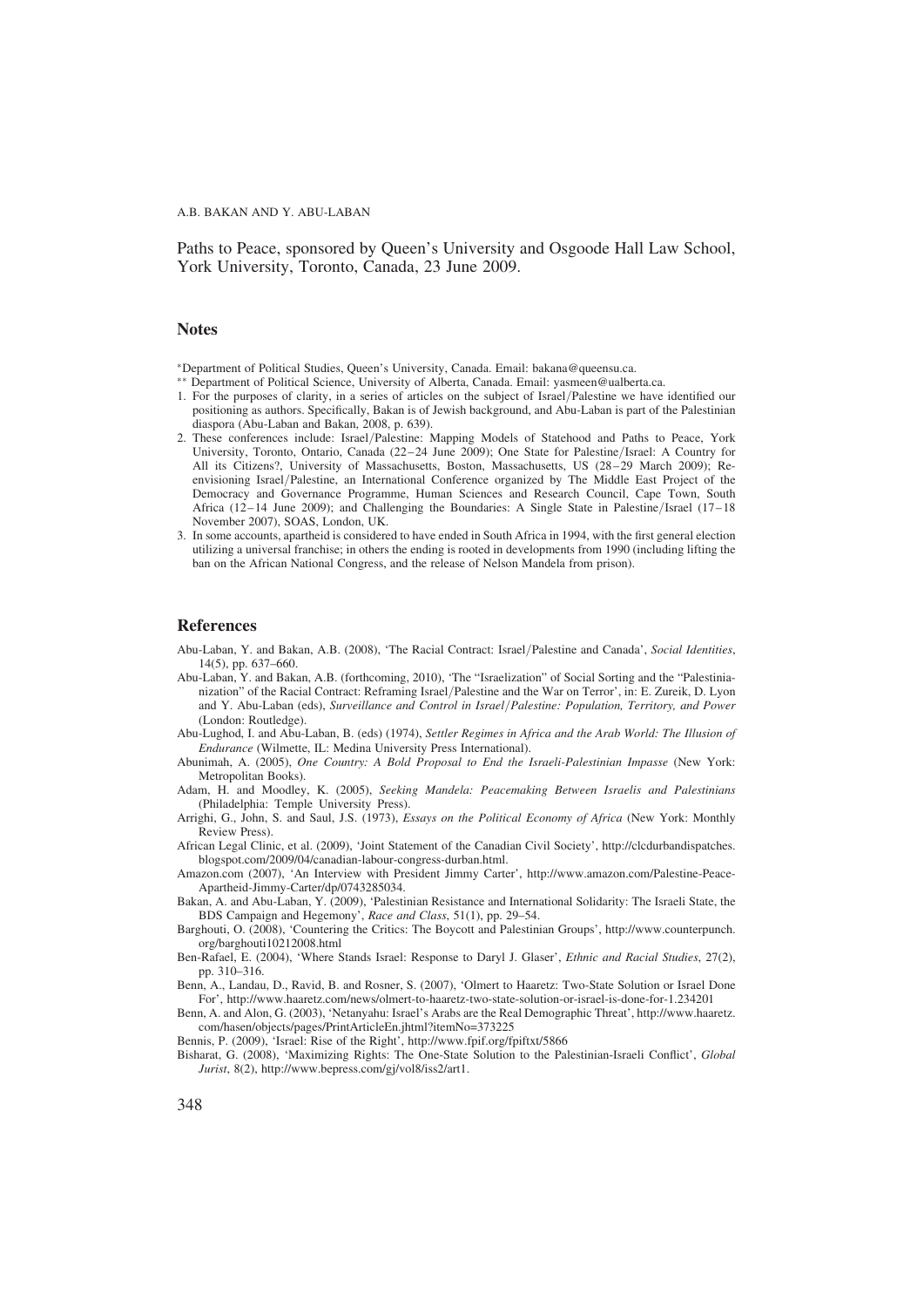Paths to Peace, sponsored by Queen's University and Osgoode Hall Law School, York University, Toronto, Canada, 23 June 2009.

## Notes

*Department of Political Studies, Queen's University, Canada. Email: bakana@queensu.ca.

** Department of Political Science, University of Alberta, Canada. Email: yasmeen@ualberta.ca.

1. For the purposes of clarity, in a series of articles on the subject of Israel/Palestine we have identified our positioning as authors. Specifically, Bakan is of Jewish background, and Abu-Laban is part of the Palestinian diaspora (Abu-Laban and Bakan, 2008, p. 639).
2. These conferences include: Israel/Palestine: Mapping Models of Statehood and Paths to Peace, York University, Toronto, Ontario, Canada (22–24 June 2009); One State for Palestine/Israel: A Country for All its Citizens?, University of Massachusetts, Boston, Massachusetts, US (28–29 March 2009); Re-envisioning Israel/Palestine, an International Conference organized by The Middle East Project of the Democracy and Governance Programme, Human Sciences and Research Council, Cape Town, South Africa (12–14 June 2009); and Challenging the Boundaries: A Single State in Palestine/Israel (17–18 November 2007), SOAS, London, UK.
3. In some accounts, apartheid is considered to have ended in South Africa in 1994, with the first general election utilizing a universal franchise; in others the ending is rooted in developments from 1990 (including lifting the ban on the African National Congress, and the release of Nelson Mandela from prison).

## References

Abu-Laban, Y. and Bakan, A.B. (2008), 'The Racial Contract: Israel/Palestine and Canada', *Social Identities*, 14(5), pp. 637–660.

Abu-Laban, Y. and Bakan, A.B. (forthcoming, 2010), 'The "Israelization" of Social Sorting and the "Palestinianization" of the Racial Contract: Reframing Israel/Palestine and the War on Terror', in: E. Zureik, D. Lyon and Y. Abu-Laban (eds), *Surveillance and Control in Israel/Palestine: Population, Territory, and Power* (London: Routledge).

Abu-Lughod, I. and Abu-Laban, B. (eds) (1974), *Settler Regimes in Africa and the Arab World: The Illusion of Endurance* (Wilmette, IL: Medina University Press International).

Abunimah, A. (2005), *One Country: A Bold Proposal to End the Israeli-Palestinian Impasse* (New York: Metropolitan Books).

Adam, H. and Moodley, K. (2005), *Seeking Mandela: Peacemaking Between Israelis and Palestinians* (Philadelphia: Temple University Press).

Arrighi, G., John, S. and Saul, J.S. (1973), *Essays on the Political Economy of Africa* (New York: Monthly Review Press).

African Legal Clinic, et al. (2009), 'Joint Statement of the Canadian Civil Society', http://clcdurbandispatches.blogspot.com/2009/04/canadian-labour-congress-durban.html.

Amazon.com (2007), 'An Interview with President Jimmy Carter', http://www.amazon.com/Palestine-Peace-Apartheid-Jimmy-Carter/dp/0743285034.

Bakan, A. and Abu-Laban, Y. (2009), 'Palestinian Resistance and International Solidarity: The Israeli State, the BDS Campaign and Hegemony', *Race and Class*, 51(1), pp. 29–54.

Barghouti, O. (2008), 'Countering the Critics: The Boycott and Palestinian Groups', http://www.counterpunch.org/barghouti10212008.html

Ben-Rafael, E. (2004), 'Where Stands Israel: Response to Daryl J. Glaser', *Ethnic and Racial Studies*, 27(2), pp. 310–316.

Benn, A., Landau, D., Ravid, B. and Rosner, S. (2007), 'Olmert to Haaretz: Two-State Solution or Israel Done For', http://www.haaretz.com/news/olmert-to-haaretz-two-state-solution-or-israel-is-done-for-1.234201

Benn, A. and Alon, G. (2003), 'Netanyahu: Israel's Arabs are the Real Demographic Threat', http://www.haaretz.com/hasen/objects/pages/PrintArticleEn.jhtml?itemNo=373225

Bennis, P. (2009), 'Israel: Rise of the Right', http://www.fpif.org/fpiftxt/5866

Bisharat, G. (2008), 'Maximizing Rights: The One-State Solution to the Palestinian-Israeli Conflict', *Global Jurist*, 8(2), http://www.bepress.com/gj/vol8/iss2/art1.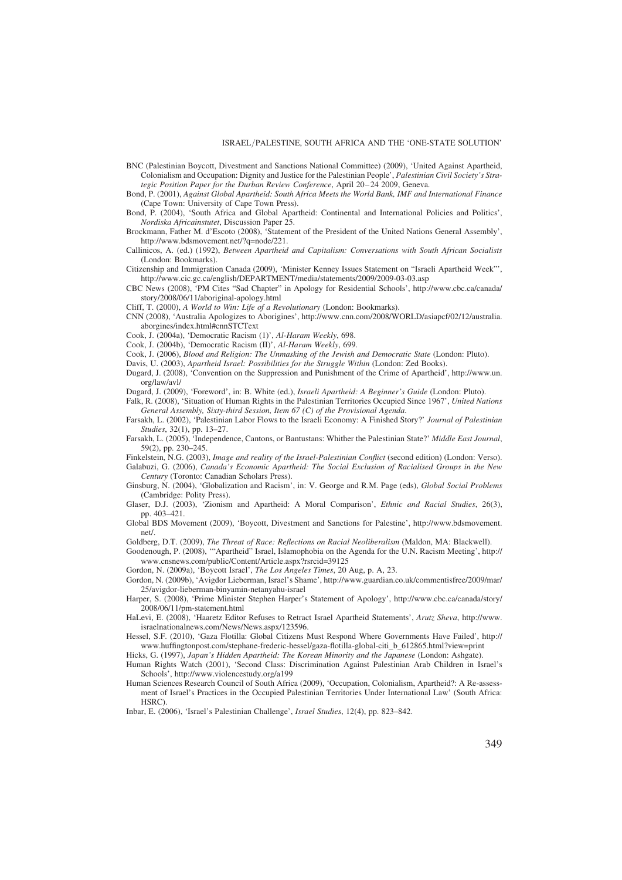BNC (Palestinian Boycott, Divestment and Sanctions National Committee) (2009), 'United Against Apartheid, Colonialism and Occupation: Dignity and Justice for the Palestinian People', *Palestinian Civil Society's Strategic Position Paper for the Durban Review Conference*, April 20–24 2009, Geneva.

Bond, P. (2001), *Against Global Apartheid: South Africa Meets the World Bank, IMF and International Finance* (Cape Town: University of Cape Town Press).

Bond, P. (2004), 'South Africa and Global Apartheid: Continental and International Policies and Politics', *Nordiska Africainstutet*, Discussion Paper 25.

Brockmann, Father M. d'Escoto (2008), 'Statement of the President of the United Nations General Assembly', http://www.bdsmovement.net/?q=node/221.

Callinicos, A. (ed.) (1992), *Between Apartheid and Capitalism: Conversations with South African Socialists* (London: Bookmarks).

Citizenship and Immigration Canada (2009), 'Minister Kenney Issues Statement on "Israeli Apartheid Week"', http://www.cic.gc.ca/english/DEPARTMENT/media/statements/2009/2009-03-03.asp

CBC News (2008), 'PM Cites "Sad Chapter" in Apology for Residential Schools', http://www.cbc.ca/canada/story/2008/06/11/aboriginal-apology.html

Cliff, T. (2000), *A World to Win: Life of a Revolutionary* (London: Bookmarks).

CNN (2008), 'Australia Apologizes to Aborigines', http://www.cnn.com/2008/WORLD/asiapcf/02/12/australia.aborgines/index.html#cnnSTCText

Cook, J. (2004a), 'Democratic Racism (1)', *Al-Haram Weekly*, 698.

Cook, J. (2004b), 'Democratic Racism (II)', *Al-Haram Weekly*, 699.

Cook, J. (2006), *Blood and Religion: The Unmasking of the Jewish and Democratic State* (London: Pluto).

Davis, U. (2003), *Apartheid Israel: Possibilities for the Struggle Within* (London: Zed Books).

Dugard, J. (2008), 'Convention on the Suppression and Punishment of the Crime of Apartheid', http://www.un.org/law/avl/

Dugard, J. (2009), 'Foreword', in: B. White (ed.), *Israeli Apartheid: A Beginner's Guide* (London: Pluto).

Falk, R. (2008), 'Situation of Human Rights in the Palestinian Territories Occupied Since 1967', *United Nations General Assembly, Sixty-third Session, Item 67 (C) of the Provisional Agenda*.

Farsakh, L. (2002), 'Palestinian Labor Flows to the Israeli Economy: A Finished Story?' *Journal of Palestinian Studies*, 32(1), pp. 13–27.

Farsakh, L. (2005), 'Independence, Cantons, or Bantustans: Whither the Palestinian State?' *Middle East Journal*, 59(2), pp. 230–245.

Finkelstein, N.G. (2003), *Image and reality of the Israel-Palestinian Conflict* (second edition) (London: Verso).

Galabuzi, G. (2006), *Canada's Economic Apartheid: The Social Exclusion of Racialised Groups in the New Century* (Toronto: Canadian Scholars Press).

Ginsburg, N. (2004), 'Globalization and Racism', in: V. George and R.M. Page (eds), *Global Social Problems* (Cambridge: Polity Press).

Glaser, D.J. (2003), 'Zionism and Apartheid: A Moral Comparison', *Ethnic and Racial Studies*, 26(3), pp. 403–421.

Global BDS Movement (2009), 'Boycott, Divestment and Sanctions for Palestine', http://www.bdsmovement.net/.

Goldberg, D.T. (2009), *The Threat of Race: Reflections on Racial Neoliberalism* (Maldon, MA: Blackwell).

Goodenough, P. (2008), '"Apartheid" Israel, Islamophobia on the Agenda for the U.N. Racism Meeting', http://www.cnsnews.com/public/Content/Article.aspx?rsrcid=39125

Gordon, N. (2009a), 'Boycott Israel', *The Los Angeles Times*, 20 Aug, p. A, 23.

Gordon, N. (2009b), 'Avigdor Lieberman, Israel's Shame', http://www.guardian.co.uk/commentisfree/2009/mar/25/avigdor-lieberman-binyamin-netanyahu-israel

Harper, S. (2008), 'Prime Minister Stephen Harper's Statement of Apology', http://www.cbc.ca/canada/story/2008/06/11/pm-statement.html

HaLevi, E. (2008), 'Haaretz Editor Refuses to Retract Israel Apartheid Statements', *Arutz Sheva*, http://www.israelnationalnews.com/News/News.aspx/123596.

Hessel, S.F. (2010), 'Gaza Flotilla: Global Citizens Must Respond Where Governments Have Failed', http://www.huffingtonpost.com/stephane-frederic-hessel/gaza-flotilla-global-citi_b_612865.html?view=print

Hicks, G. (1997), *Japan's Hidden Apartheid: The Korean Minority and the Japanese* (London: Ashgate).

Human Rights Watch (2001), 'Second Class: Discrimination Against Palestinian Arab Children in Israel's Schools', http://www.violencestudy.org/a199

Human Sciences Research Council of South Africa (2009), 'Occupation, Colonialism, Apartheid?: A Re-assessment of Israel's Practices in the Occupied Palestinian Territories Under International Law' (South Africa: HSRC).

Inbar, E. (2006), 'Israel's Palestinian Challenge', *Israel Studies*, 12(4), pp. 823–842.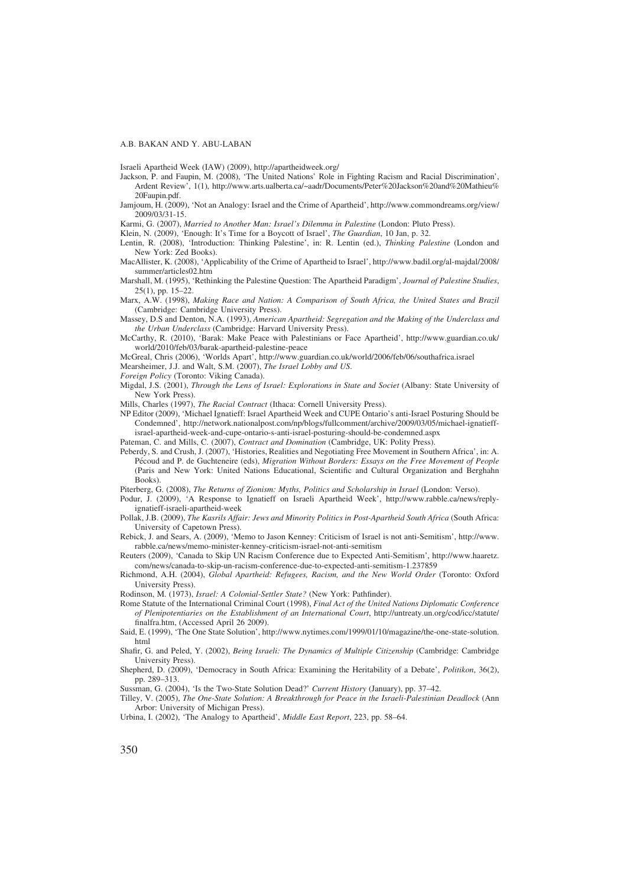Israeli Apartheid Week (IAW) (2009), http://apartheidweek.org/

Jackson, P. and Faupin, M. (2008), 'The United Nations' Role in Fighting Racism and Racial Discrimination', Ardent Review', 1(1), http://www.arts.ualberta.ca/~aadr/Documents/Peter%20Jackson%20and%20Mathieu%20Faupin.pdf.

Jamjoum, H. (2009), 'Not an Analogy: Israel and the Crime of Apartheid', http://www.commondreams.org/view/2009/03/31-15.

Karmi, G. (2007), *Married to Another Man: Israel's Dilemma in Palestine* (London: Pluto Press).

Klein, N. (2009), 'Enough: It's Time for a Boycott of Israel', *The Guardian*, 10 Jan, p. 32.

Lentin, R. (2008), 'Introduction: Thinking Palestine', in: R. Lentin (ed.), *Thinking Palestine* (London and New York: Zed Books).

MacAllister, K. (2008), 'Applicability of the Crime of Apartheid to Israel', http://www.badil.org/al-majdal/2008/summer/articles02.htm

Marshall, M. (1995), 'Rethinking the Palestine Question: The Apartheid Paradigm', *Journal of Palestine Studies*, 25(1), pp. 15–22.

Marx, A.W. (1998), *Making Race and Nation: A Comparison of South Africa, the United States and Brazil* (Cambridge: Cambridge University Press).

Massey, D.S and Denton, N.A. (1993), *American Apartheid: Segregation and the Making of the Underclass and the Urban Underclass* (Cambridge: Harvard University Press).

McCarthy, R. (2010), 'Barak: Make Peace with Palestinians or Face Apartheid', http://www.guardian.co.uk/world/2010/feb/03/barak-apartheid-palestine-peace

McGreal, Chris (2006), 'Worlds Apart', http://www.guardian.co.uk/world/2006/feb/06/southafrica.israel

Mearsheimer, J.J. and Walt, S.M. (2007), *The Israel Lobby and US.*

*Foreign Policy* (Toronto: Viking Canada).

Migdal, J.S. (2001), *Through the Lens of Israel: Explorations in State and Societ* (Albany: State University of New York Press).

Mills, Charles (1997), *The Racial Contract* (Ithaca: Cornell University Press).

NP Editor (2009), 'Michael Ignatieff: Israel Apartheid Week and CUPE Ontario's anti-Israel Posturing Should be Condemned', http://network.nationalpost.com/np/blogs/fullcomment/archive/2009/03/05/michael-ignatieff-israel-apartheid-week-and-cupe-ontario-s-anti-israel-posturing-should-be-condemned.aspx

Pateman, C. and Mills, C. (2007), *Contract and Domination* (Cambridge, UK: Polity Press).

Peberdy, S. and Crush, J. (2007), 'Histories, Realities and Negotiating Free Movement in Southern Africa', in: A. Pécoud and P. de Guchteneire (eds), *Migration Without Borders: Essays on the Free Movement of People* (Paris and New York: United Nations Educational, Scientific and Cultural Organization and Berghahn Books).

Piterberg, G. (2008), *The Returns of Zionism: Myths, Politics and Scholarship in Israel* (London: Verso).

Podur, J. (2009), 'A Response to Ignatieff on Israeli Apartheid Week', http://www.rabble.ca/news/reply-ignatieff-israeli-apartheid-week

Pollak, J.B. (2009), *The Kasrils Affair: Jews and Minority Politics in Post-Apartheid South Africa* (South Africa: University of Capetown Press).

Rebick, J. and Sears, A. (2009), 'Memo to Jason Kenney: Criticism of Israel is not anti-Semitism', http://www.rabble.ca/news/memo-minister-kenney-criticism-israel-not-anti-semitism

Reuters (2009), 'Canada to Skip UN Racism Conference due to Expected Anti-Semitism', http://www.haaretz.com/news/canada-to-skip-un-racism-conference-due-to-expected-anti-semitism-1.237859

Richmond, A.H. (2004), *Global Apartheid: Refugees, Racism, and the New World Order* (Toronto: Oxford University Press).

Rodinson, M. (1973), *Israel: A Colonial-Settler State?* (New York: Pathfinder).

Rome Statute of the International Criminal Court (1998), *Final Act of the United Nations Diplomatic Conference of Plenipotentiaries on the Establishment of an International Court*, http://untreaty.un.org/cod/icc/statute/finalfra.htm, (Accessed April 26 2009).

Said, E. (1999), 'The One State Solution', http://www.nytimes.com/1999/01/10/magazine/the-one-state-solution.html

Shafir, G. and Peled, Y. (2002), *Being Israeli: The Dynamics of Multiple Citizenship* (Cambridge: Cambridge University Press).

Shepherd, D. (2009), 'Democracy in South Africa: Examining the Heritability of a Debate', *Politikon*, 36(2), pp. 289–313.

Sussman, G. (2004), 'Is the Two-State Solution Dead?' *Current History* (January), pp. 37–42.

Tilley, V. (2005), *The One-State Solution: A Breakthrough for Peace in the Israeli-Palestinian Deadlock* (Ann Arbor: University of Michigan Press).

Urbina, I. (2002), 'The Analogy to Apartheid', *Middle East Report*, 223, pp. 58–64.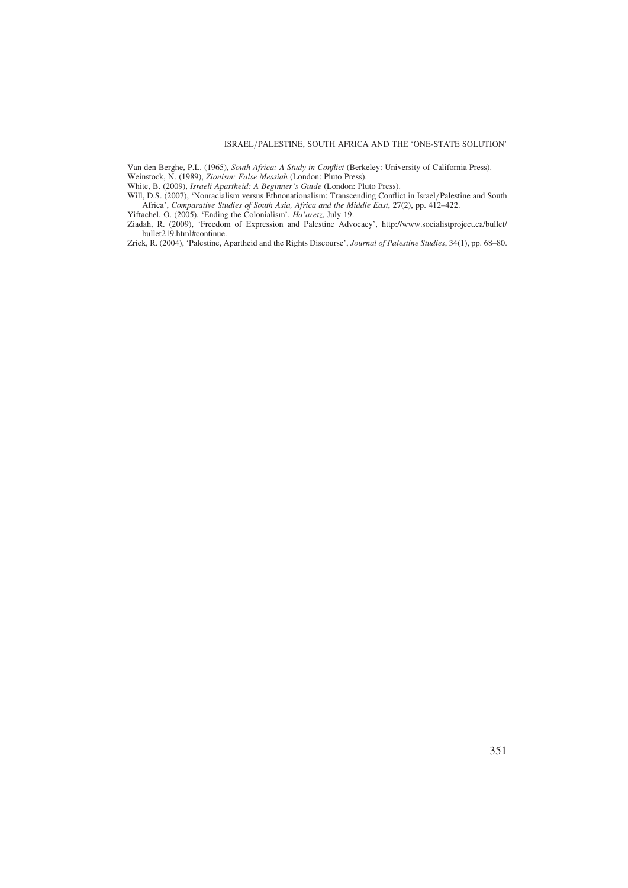Van den Berghe, P.L. (1965), *South Africa: A Study in Conflict* (Berkeley: University of California Press).

Weinstock, N. (1989), *Zionism: False Messiah* (London: Pluto Press).

White, B. (2009), *Israeli Apartheid: A Beginner's Guide* (London: Pluto Press).

Will, D.S. (2007), 'Nonracialism versus Ethnonationalism: Transcending Conflict in Israel/Palestine and South Africa', *Comparative Studies of South Asia, Africa and the Middle East*, 27(2), pp. 412–422.

Yiftachel, O. (2005), 'Ending the Colonialism', *Ha'aretz*, July 19.

Ziadah, R. (2009), 'Freedom of Expression and Palestine Advocacy', http://www.socialistproject.ca/bullet/bullet219.html#continue.

Zriek, R. (2004), 'Palestine, Apartheid and the Rights Discourse', *Journal of Palestine Studies*, 34(1), pp. 68–80.